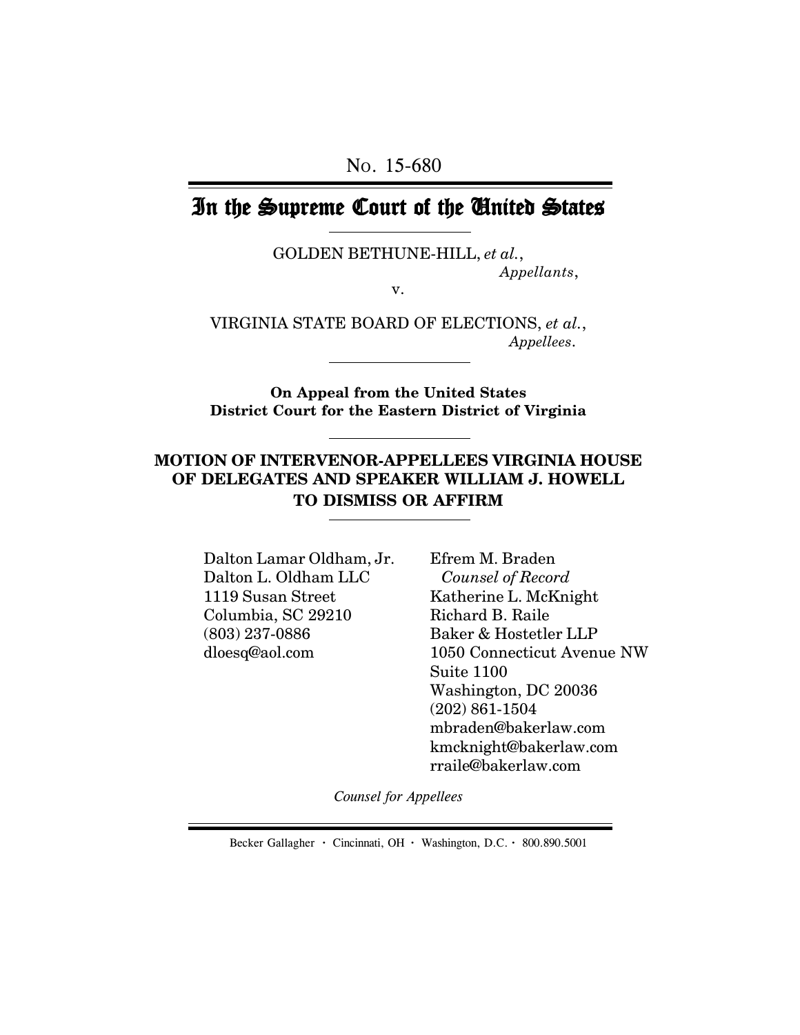No. 15-680

# In the Supreme Court of the United States

GOLDEN BETHUNE-HILL, *et al.*,
*Appellants*,

v.

VIRGINIA STATE BOARD OF ELECTIONS, *et al.*,
*Appellees*.

**On Appeal from the United States District Court for the Eastern District of Virginia**

## MOTION OF INTERVENOR-APPELLEES VIRGINIA HOUSE OF DELEGATES AND SPEAKER WILLIAM J. HOWELL TO DISMISS OR AFFIRM

Dalton Lamar Oldham, Jr.
Dalton L. Oldham LLC
1119 Susan Street
Columbia, SC 29210
(803) 237-0886
dloesq@aol.com

Efrem M. Braden
*Counsel of Record*
Katherine L. McKnight
Richard B. Raile
Baker & Hostetler LLP
1050 Connecticut Avenue NW
Suite 1100
Washington, DC 20036
(202) 861-1504
mbraden@bakerlaw.com
kmcknight@bakerlaw.com
rraile@bakerlaw.com

*Counsel for Appellees*

Becker Gallagher · Cincinnati, OH · Washington, D.C. · 800.890.5001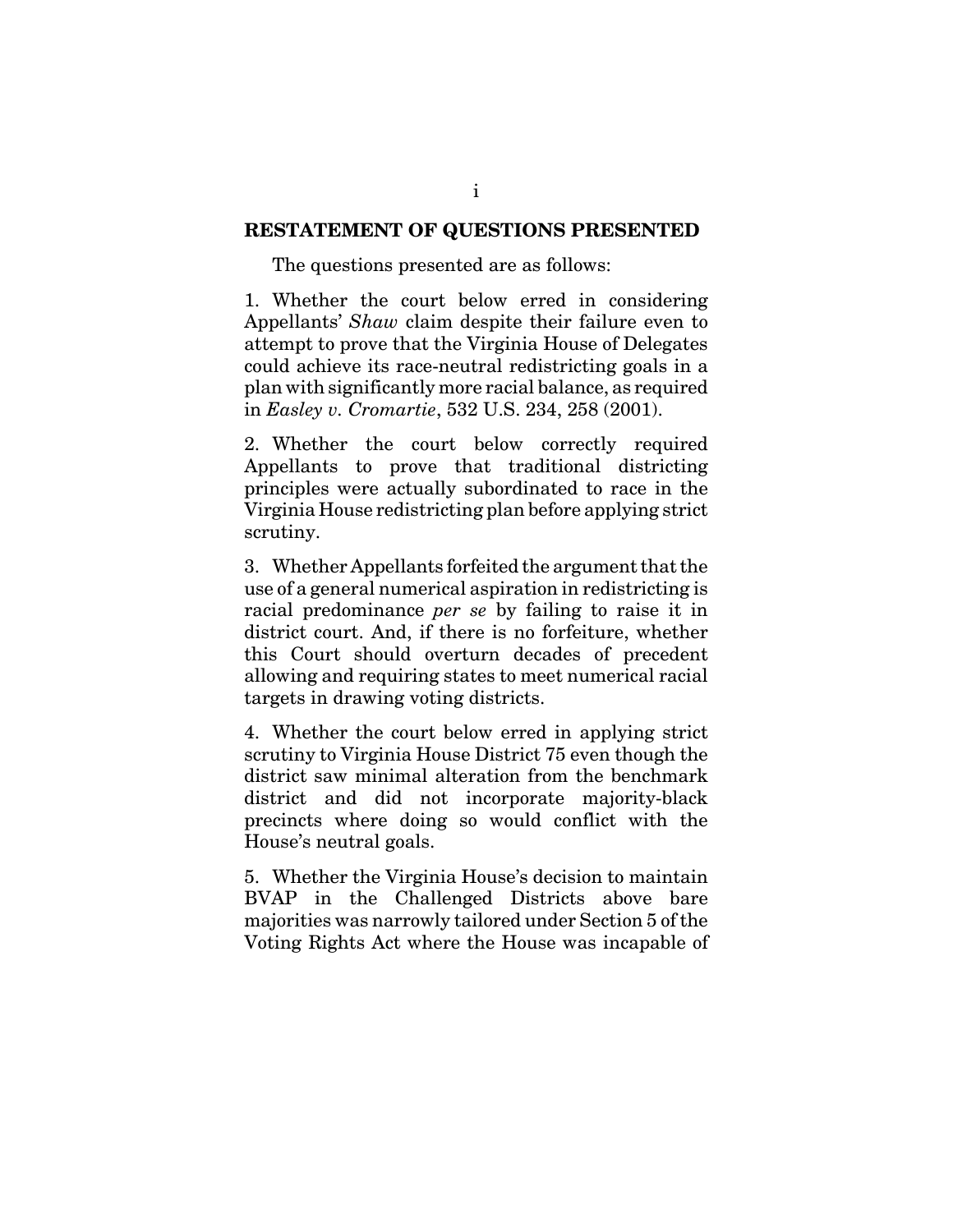## RESTATEMENT OF QUESTIONS PRESENTED

The questions presented are as follows:

1. Whether the court below erred in considering Appellants' *Shaw* claim despite their failure even to attempt to prove that the Virginia House of Delegates could achieve its race-neutral redistricting goals in a plan with significantly more racial balance, as required in *Easley v. Cromartie*, 532 U.S. 234, 258 (2001).

2. Whether the court below correctly required Appellants to prove that traditional districting principles were actually subordinated to race in the Virginia House redistricting plan before applying strict scrutiny.

3. Whether Appellants forfeited the argument that the use of a general numerical aspiration in redistricting is racial predominance *per se* by failing to raise it in district court. And, if there is no forfeiture, whether this Court should overturn decades of precedent allowing and requiring states to meet numerical racial targets in drawing voting districts.

4. Whether the court below erred in applying strict scrutiny to Virginia House District 75 even though the district saw minimal alteration from the benchmark district and did not incorporate majority-black precincts where doing so would conflict with the House's neutral goals.

5. Whether the Virginia House's decision to maintain BVAP in the Challenged Districts above bare majorities was narrowly tailored under Section 5 of the Voting Rights Act where the House was incapable of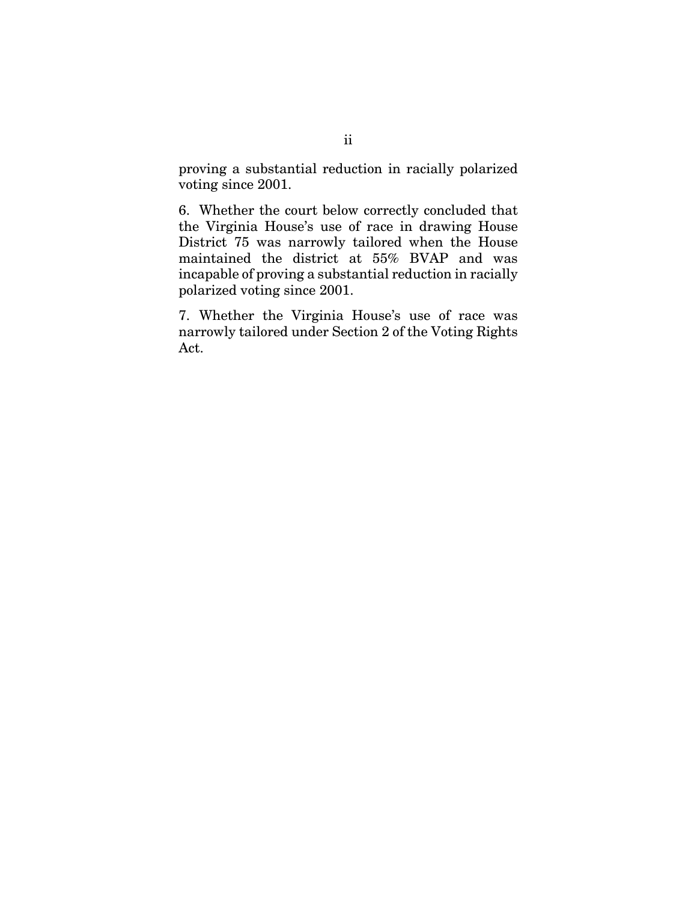proving a substantial reduction in racially polarized voting since 2001.

6. Whether the court below correctly concluded that the Virginia House's use of race in drawing House District 75 was narrowly tailored when the House maintained the district at 55% BVAP and was incapable of proving a substantial reduction in racially polarized voting since 2001.

7. Whether the Virginia House's use of race was narrowly tailored under Section 2 of the Voting Rights Act.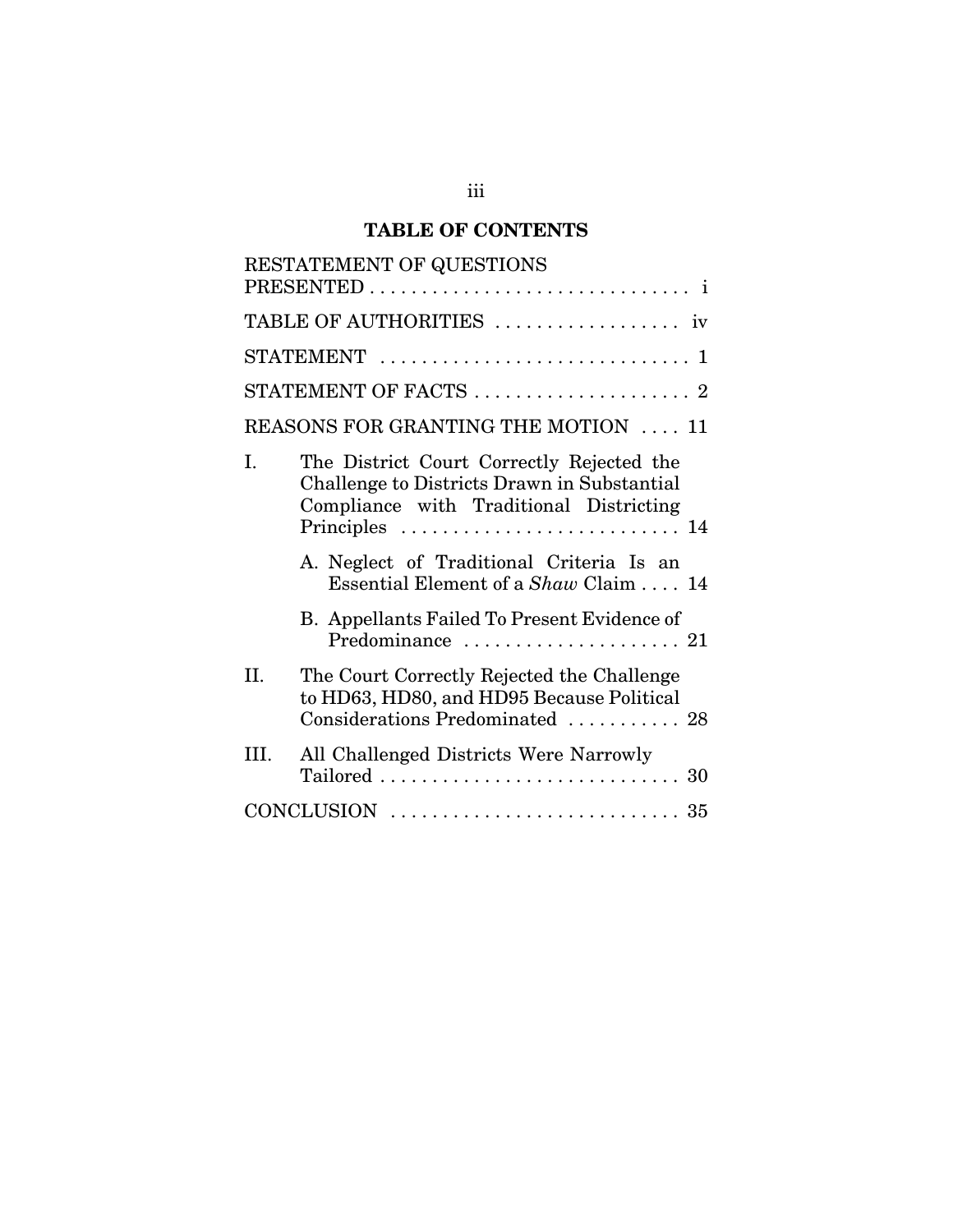## TABLE OF CONTENTS

RESTATEMENT OF QUESTIONS PRESENTED . . . . . . . . . . . . . . . . . . . . . . . . . . . . . . i

TABLE OF AUTHORITIES . . . . . . . . . . . . . . . . . . iv

STATEMENT . . . . . . . . . . . . . . . . . . . . . . . . . . . . . 1

STATEMENT OF FACTS . . . . . . . . . . . . . . . . . . . . . 2

REASONS FOR GRANTING THE MOTION . . . . 11

I. The District Court Correctly Rejected the Challenge to Districts Drawn in Substantial Compliance with Traditional Districting Principles . . . . . . . . . . . . . . . . . . . . . . . . . . 14

   A. Neglect of Traditional Criteria Is an Essential Element of a *Shaw* Claim . . . . 14

   B. Appellants Failed To Present Evidence of Predominance . . . . . . . . . . . . . . . . . . . . . 21

II. The Court Correctly Rejected the Challenge to HD63, HD80, and HD95 Because Political Considerations Predominated . . . . . . . . . . . 28

III. All Challenged Districts Were Narrowly Tailored . . . . . . . . . . . . . . . . . . . . . . . . . . . . . 30

CONCLUSION . . . . . . . . . . . . . . . . . . . . . . . . . . . . 35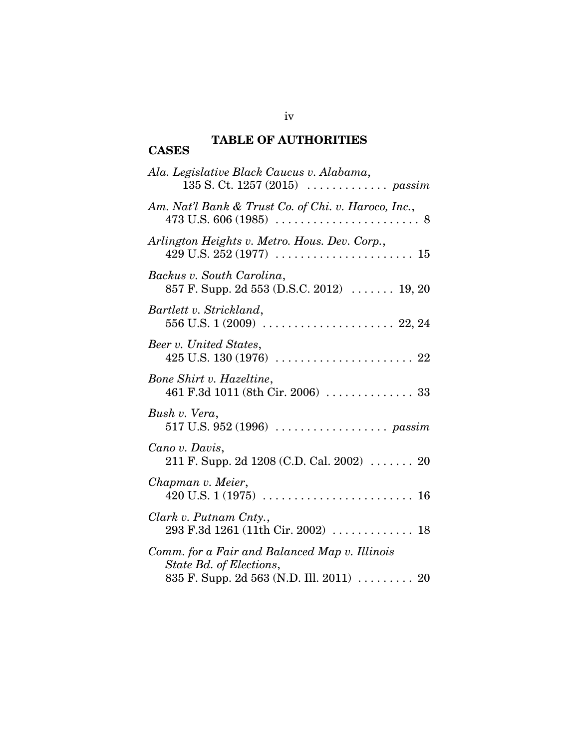# TABLE OF AUTHORITIES

## CASES

*Ala. Legislative Black Caucus v. Alabama*,
135 S. Ct. 1257 (2015) . . . . . . . . . . . . . *passim*

*Am. Nat'l Bank & Trust Co. of Chi. v. Haroco, Inc.*,
473 U.S. 606 (1985) . . . . . . . . . . . . . . . . . . . . . . . 8

*Arlington Heights v. Metro. Hous. Dev. Corp.*,
429 U.S. 252 (1977) . . . . . . . . . . . . . . . . . . . . . . 15

*Backus v. South Carolina*,
857 F. Supp. 2d 553 (D.S.C. 2012) . . . . . . . 19, 20

*Bartlett v. Strickland*,
556 U.S. 1 (2009) . . . . . . . . . . . . . . . . . . . . . 22, 24

*Beer v. United States*,
425 U.S. 130 (1976) . . . . . . . . . . . . . . . . . . . . . . 22

*Bone Shirt v. Hazeltine*,
461 F.3d 1011 (8th Cir. 2006) . . . . . . . . . . . . . . 33

*Bush v. Vera*,
517 U.S. 952 (1996) . . . . . . . . . . . . . . . . . . *passim*

*Cano v. Davis*,
211 F. Supp. 2d 1208 (C.D. Cal. 2002) . . . . . . . 20

*Chapman v. Meier*,
420 U.S. 1 (1975) . . . . . . . . . . . . . . . . . . . . . . . . 16

*Clark v. Putnam Cnty.*,
293 F.3d 1261 (11th Cir. 2002) . . . . . . . . . . . . . 18

*Comm. for a Fair and Balanced Map v. Illinois State Bd. of Elections*,
835 F. Supp. 2d 563 (N.D. Ill. 2011) . . . . . . . . . 20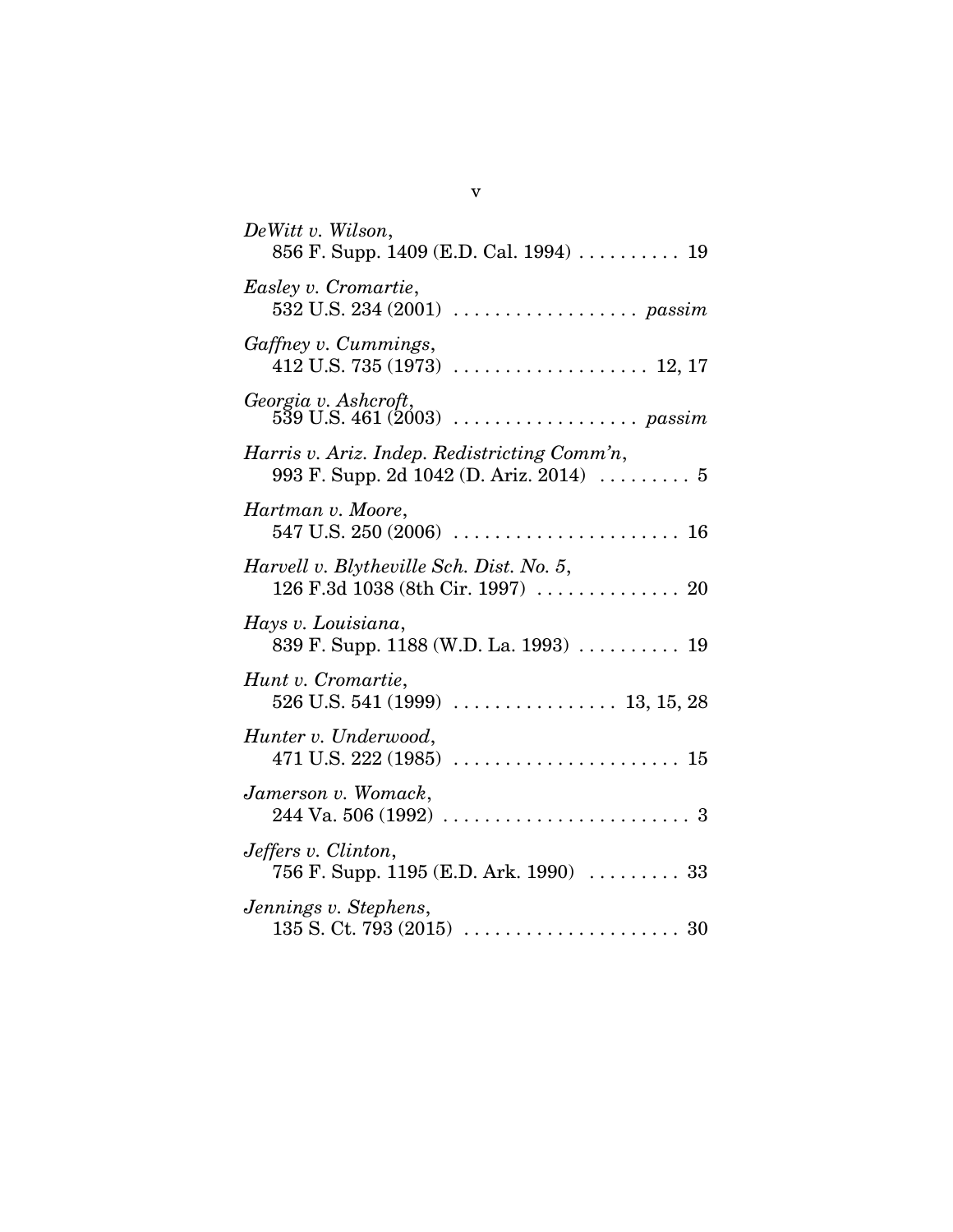*DeWitt v. Wilson*,
856 F. Supp. 1409 (E.D. Cal. 1994) . . . . . . . . . . 19

*Easley v. Cromartie*,
532 U.S. 234 (2001) . . . . . . . . . . . . . . . . . . *passim*

*Gaffney v. Cummings*,
412 U.S. 735 (1973) . . . . . . . . . . . . . . . . . . . 12, 17

*Georgia v. Ashcroft*,
539 U.S. 461 (2003) . . . . . . . . . . . . . . . . . . *passim*

*Harris v. Ariz. Indep. Redistricting Comm'n*,
993 F. Supp. 2d 1042 (D. Ariz. 2014) . . . . . . . . . 5

*Hartman v. Moore*,
547 U.S. 250 (2006) . . . . . . . . . . . . . . . . . . . . . . 16

*Harvell v. Blytheville Sch. Dist. No. 5*,
126 F.3d 1038 (8th Cir. 1997) . . . . . . . . . . . . . . 20

*Hays v. Louisiana*,
839 F. Supp. 1188 (W.D. La. 1993) . . . . . . . . . . 19

*Hunt v. Cromartie*,
526 U.S. 541 (1999) . . . . . . . . . . . . . . . . 13, 15, 28

*Hunter v. Underwood*,
471 U.S. 222 (1985) . . . . . . . . . . . . . . . . . . . . . . 15

*Jamerson v. Womack*,
244 Va. 506 (1992) . . . . . . . . . . . . . . . . . . . . . . . . 3

*Jeffers v. Clinton*,
756 F. Supp. 1195 (E.D. Ark. 1990) . . . . . . . . . 33

*Jennings v. Stephens*,
135 S. Ct. 793 (2015) . . . . . . . . . . . . . . . . . . . . . 30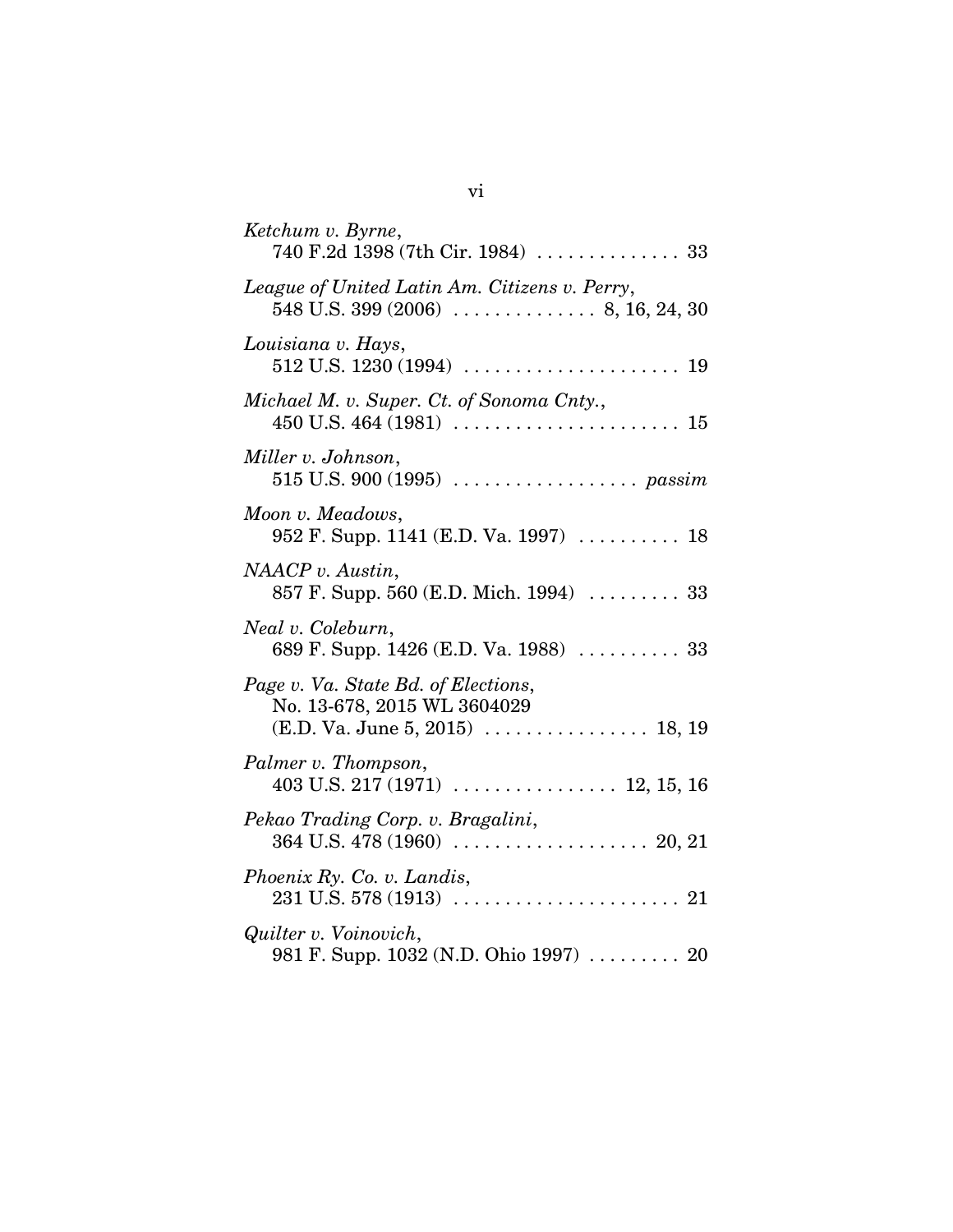*Ketchum v. Byrne*,
740 F.2d 1398 (7th Cir. 1984) . . . . . . . . . . . . . . 33

*League of United Latin Am. Citizens v. Perry*,
548 U.S. 399 (2006) . . . . . . . . . . . . . . 8, 16, 24, 30

*Louisiana v. Hays*,
512 U.S. 1230 (1994) . . . . . . . . . . . . . . . . . . . . . 19

*Michael M. v. Super. Ct. of Sonoma Cnty.*,
450 U.S. 464 (1981) . . . . . . . . . . . . . . . . . . . . . . 15

*Miller v. Johnson*,
515 U.S. 900 (1995) . . . . . . . . . . . . . . . . . . *passim*

*Moon v. Meadows*,
952 F. Supp. 1141 (E.D. Va. 1997) . . . . . . . . . . 18

*NAACP v. Austin*,
857 F. Supp. 560 (E.D. Mich. 1994) . . . . . . . . . 33

*Neal v. Coleburn*,
689 F. Supp. 1426 (E.D. Va. 1988) . . . . . . . . . . 33

*Page v. Va. State Bd. of Elections*,
No. 13-678, 2015 WL 3604029
(E.D. Va. June 5, 2015) . . . . . . . . . . . . . . . . 18, 19

*Palmer v. Thompson*,
403 U.S. 217 (1971) . . . . . . . . . . . . . . . . 12, 15, 16

*Pekao Trading Corp. v. Bragalini*,
364 U.S. 478 (1960) . . . . . . . . . . . . . . . . . . . 20, 21

*Phoenix Ry. Co. v. Landis*,
231 U.S. 578 (1913) . . . . . . . . . . . . . . . . . . . . . . 21

*Quilter v. Voinovich*,
981 F. Supp. 1032 (N.D. Ohio 1997) . . . . . . . . . 20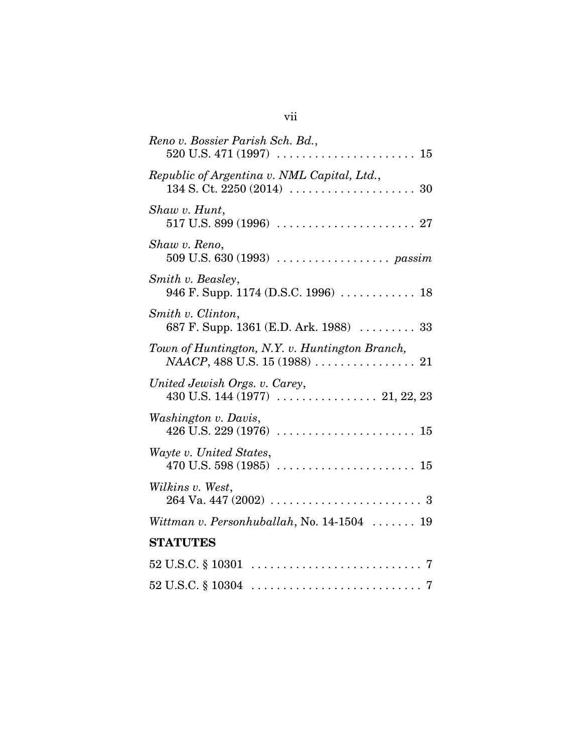*Reno v. Bossier Parish Sch. Bd.*,
520 U.S. 471 (1997) . . . . . . . . . . . . . . . . . . . . . . 15

*Republic of Argentina v. NML Capital, Ltd.*,
134 S. Ct. 2250 (2014) . . . . . . . . . . . . . . . . . . . . 30

*Shaw v. Hunt*,
517 U.S. 899 (1996) . . . . . . . . . . . . . . . . . . . . . . 27

*Shaw v. Reno*,
509 U.S. 630 (1993) . . . . . . . . . . . . . . . . . . *passim*

*Smith v. Beasley*,
946 F. Supp. 1174 (D.S.C. 1996) . . . . . . . . . . . . 18

*Smith v. Clinton*,
687 F. Supp. 1361 (E.D. Ark. 1988) . . . . . . . . . 33

*Town of Huntington, N.Y. v. Huntington Branch, NAACP*, 488 U.S. 15 (1988) . . . . . . . . . . . . . . . . 21

*United Jewish Orgs. v. Carey*,
430 U.S. 144 (1977) . . . . . . . . . . . . . . . . 21, 22, 23

*Washington v. Davis*,
426 U.S. 229 (1976) . . . . . . . . . . . . . . . . . . . . . . 15

*Wayte v. United States*,
470 U.S. 598 (1985) . . . . . . . . . . . . . . . . . . . . . . 15

*Wilkins v. West*,
264 Va. 447 (2002) . . . . . . . . . . . . . . . . . . . . . . . . 3

*Wittman v. Personhuballah*, No. 14-1504 . . . . . . . 19

**STATUTES**

52 U.S.C. § 10301 . . . . . . . . . . . . . . . . . . . . . . . . . . 7

52 U.S.C. § 10304 . . . . . . . . . . . . . . . . . . . . . . . . . . 7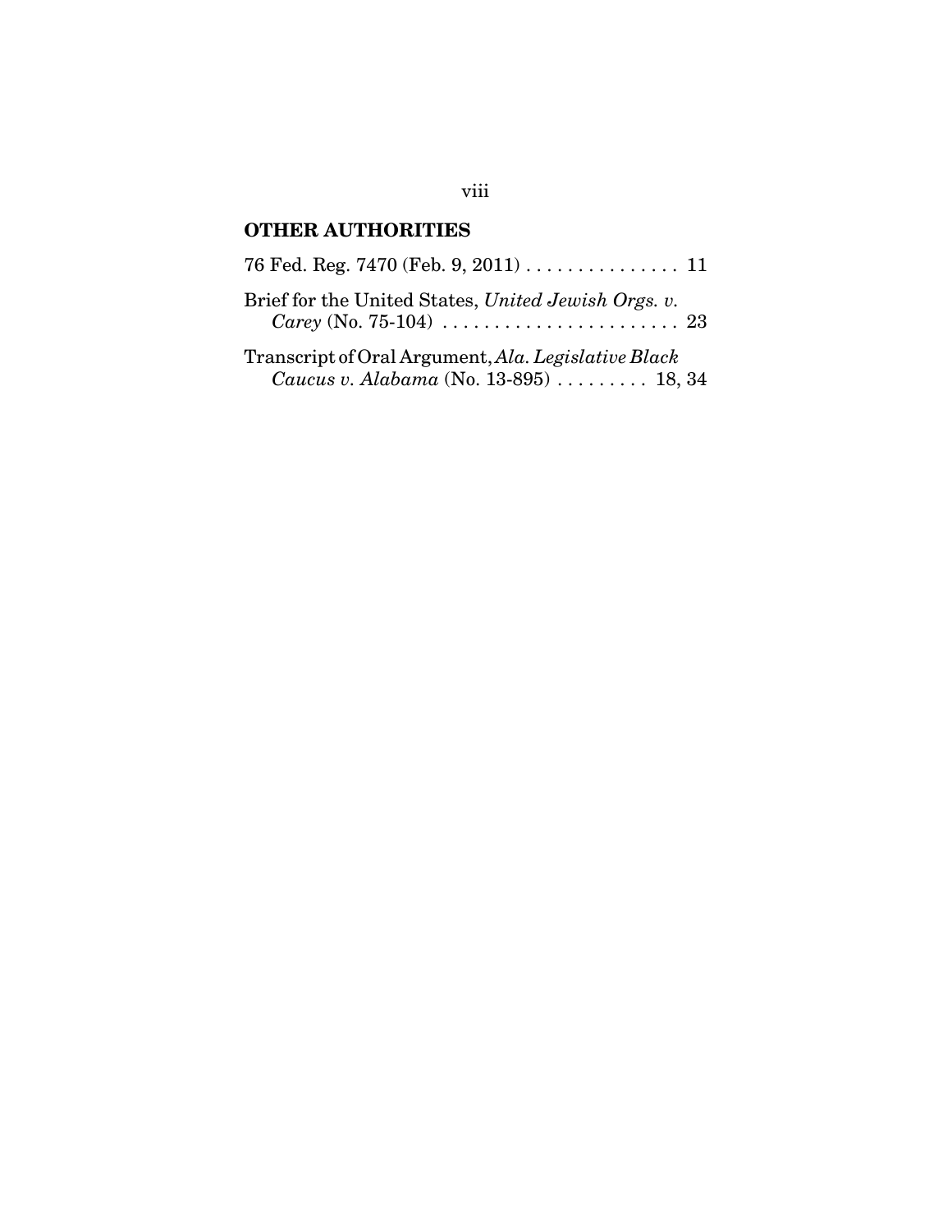## OTHER AUTHORITIES

76 Fed. Reg. 7470 (Feb. 9, 2011) . . . . . . . . . . . . . . . 11

Brief for the United States, *United Jewish Orgs. v. Carey* (No. 75-104) . . . . . . . . . . . . . . . . . . . . . . . 23

Transcript of Oral Argument, *Ala. Legislative Black Caucus v. Alabama* (No. 13-895) . . . . . . . . . 18, 34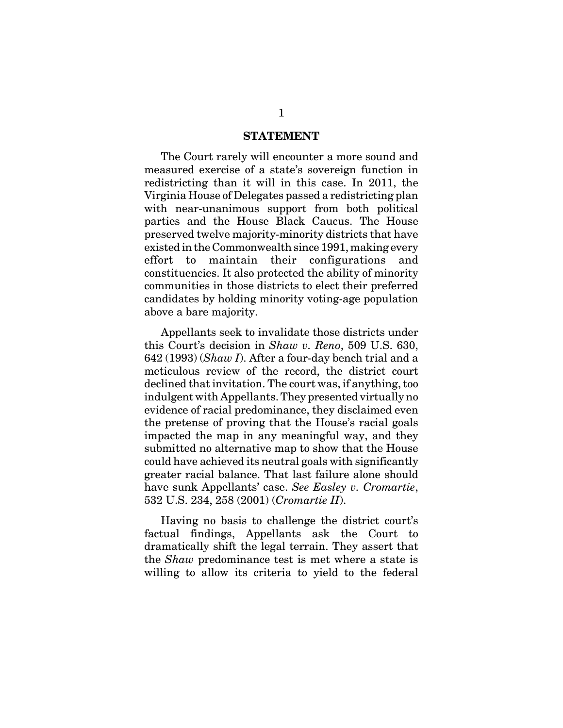## STATEMENT

The Court rarely will encounter a more sound and measured exercise of a state's sovereign function in redistricting than it will in this case. In 2011, the Virginia House of Delegates passed a redistricting plan with near-unanimous support from both political parties and the House Black Caucus. The House preserved twelve majority-minority districts that have existed in the Commonwealth since 1991, making every effort to maintain their configurations and constituencies. It also protected the ability of minority communities in those districts to elect their preferred candidates by holding minority voting-age population above a bare majority.

Appellants seek to invalidate those districts under this Court's decision in *Shaw v. Reno*, 509 U.S. 630, 642 (1993) (*Shaw I*). After a four-day bench trial and a meticulous review of the record, the district court declined that invitation. The court was, if anything, too indulgent with Appellants. They presented virtually no evidence of racial predominance, they disclaimed even the pretense of proving that the House's racial goals impacted the map in any meaningful way, and they submitted no alternative map to show that the House could have achieved its neutral goals with significantly greater racial balance. That last failure alone should have sunk Appellants' case. *See Easley v. Cromartie*, 532 U.S. 234, 258 (2001) (*Cromartie II*).

Having no basis to challenge the district court's factual findings, Appellants ask the Court to dramatically shift the legal terrain. They assert that the *Shaw* predominance test is met where a state is willing to allow its criteria to yield to the federal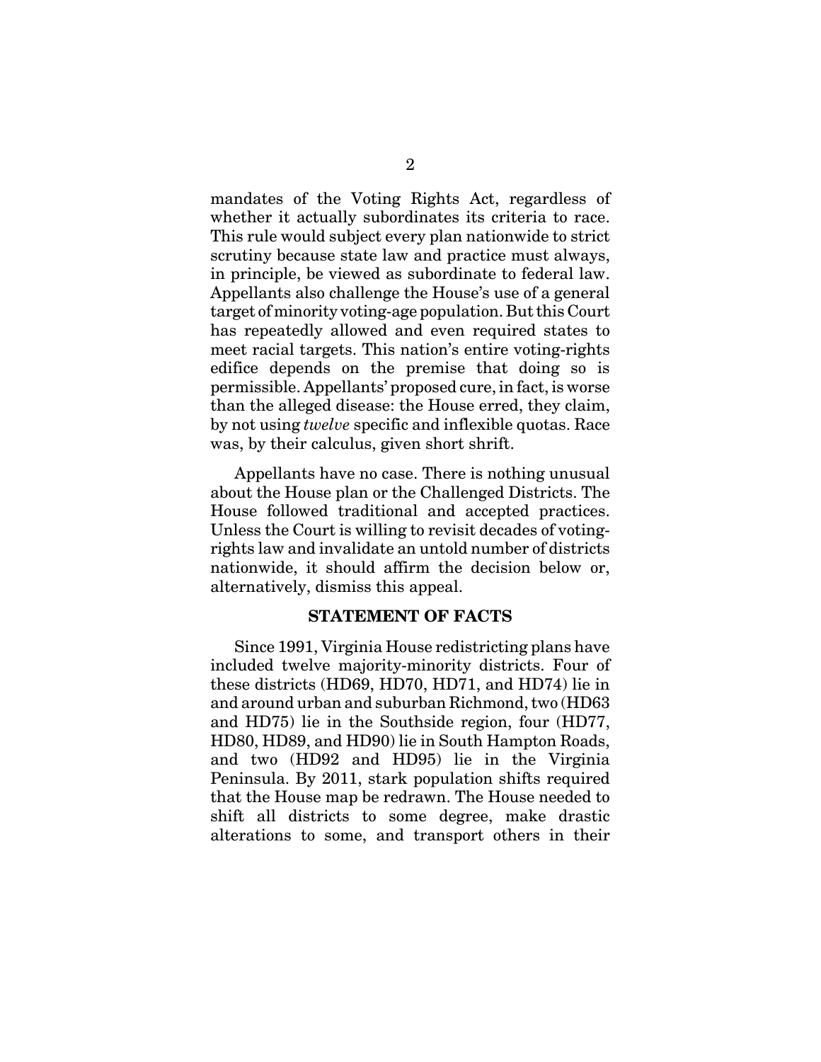mandates of the Voting Rights Act, regardless of whether it actually subordinates its criteria to race. This rule would subject every plan nationwide to strict scrutiny because state law and practice must always, in principle, be viewed as subordinate to federal law. Appellants also challenge the House's use of a general target of minority voting-age population. But this Court has repeatedly allowed and even required states to meet racial targets. This nation's entire voting-rights edifice depends on the premise that doing so is permissible. Appellants' proposed cure, in fact, is worse than the alleged disease: the House erred, they claim, by not using *twelve* specific and inflexible quotas. Race was, by their calculus, given short shrift.

Appellants have no case. There is nothing unusual about the House plan or the Challenged Districts. The House followed traditional and accepted practices. Unless the Court is willing to revisit decades of voting-rights law and invalidate an untold number of districts nationwide, it should affirm the decision below or, alternatively, dismiss this appeal.

## STATEMENT OF FACTS

Since 1991, Virginia House redistricting plans have included twelve majority-minority districts. Four of these districts (HD69, HD70, HD71, and HD74) lie in and around urban and suburban Richmond, two (HD63 and HD75) lie in the Southside region, four (HD77, HD80, HD89, and HD90) lie in South Hampton Roads, and two (HD92 and HD95) lie in the Virginia Peninsula. By 2011, stark population shifts required that the House map be redrawn. The House needed to shift all districts to some degree, make drastic alterations to some, and transport others in their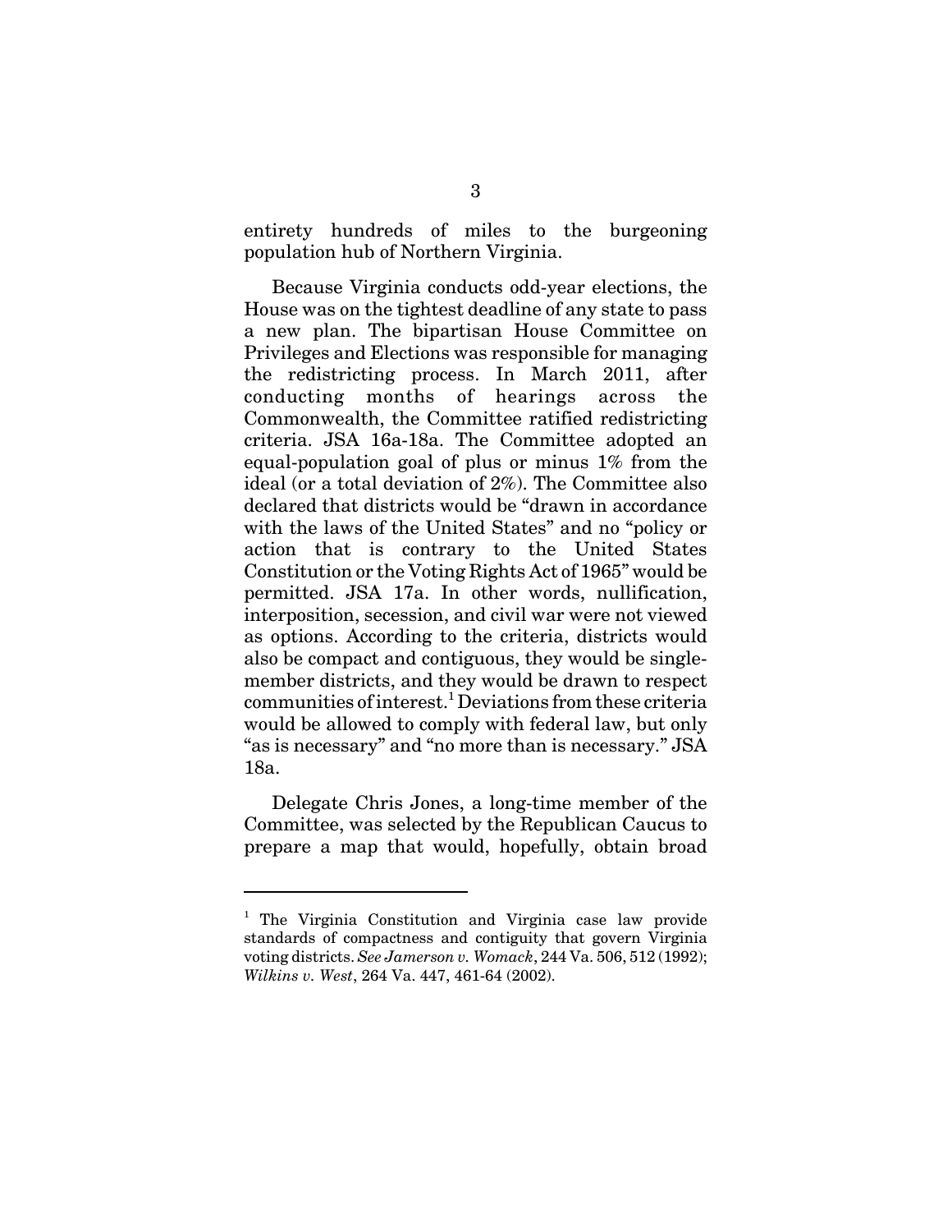entirety hundreds of miles to the burgeoning population hub of Northern Virginia.

Because Virginia conducts odd-year elections, the House was on the tightest deadline of any state to pass a new plan. The bipartisan House Committee on Privileges and Elections was responsible for managing the redistricting process. In March 2011, after conducting months of hearings across the Commonwealth, the Committee ratified redistricting criteria. JSA 16a-18a. The Committee adopted an equal-population goal of plus or minus 1% from the ideal (or a total deviation of 2%). The Committee also declared that districts would be "drawn in accordance with the laws of the United States" and no "policy or action that is contrary to the United States Constitution or the Voting Rights Act of 1965" would be permitted. JSA 17a. In other words, nullification, interposition, secession, and civil war were not viewed as options. According to the criteria, districts would also be compact and contiguous, they would be single-member districts, and they would be drawn to respect communities of interest.[1] Deviations from these criteria would be allowed to comply with federal law, but only "as is necessary" and "no more than is necessary." JSA 18a.

Delegate Chris Jones, a long-time member of the Committee, was selected by the Republican Caucus to prepare a map that would, hopefully, obtain broad

---

[1] The Virginia Constitution and Virginia case law provide standards of compactness and contiguity that govern Virginia voting districts. *See Jamerson v. Womack*, 244 Va. 506, 512 (1992); *Wilkins v. West*, 264 Va. 447, 461-64 (2002).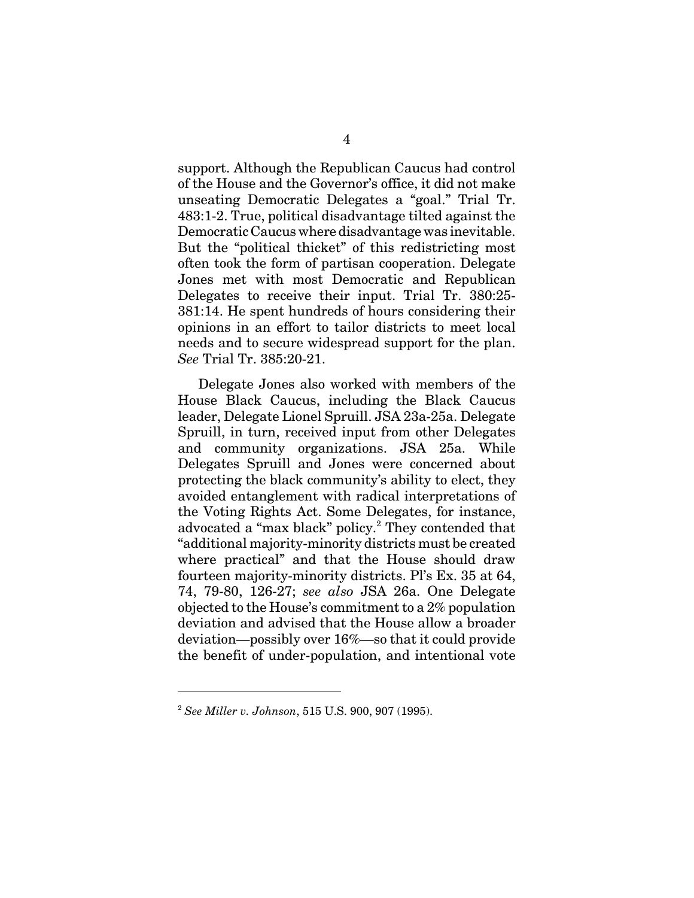support. Although the Republican Caucus had control of the House and the Governor's office, it did not make unseating Democratic Delegates a "goal." Trial Tr. 483:1-2. True, political disadvantage tilted against the Democratic Caucus where disadvantage was inevitable. But the "political thicket" of this redistricting most often took the form of partisan cooperation. Delegate Jones met with most Democratic and Republican Delegates to receive their input. Trial Tr. 380:25-381:14. He spent hundreds of hours considering their opinions in an effort to tailor districts to meet local needs and to secure widespread support for the plan. *See* Trial Tr. 385:20-21.

Delegate Jones also worked with members of the House Black Caucus, including the Black Caucus leader, Delegate Lionel Spruill. JSA 23a-25a. Delegate Spruill, in turn, received input from other Delegates and community organizations. JSA 25a. While Delegates Spruill and Jones were concerned about protecting the black community's ability to elect, they avoided entanglement with radical interpretations of the Voting Rights Act. Some Delegates, for instance, advocated a "max black" policy.[2] They contended that "additional majority-minority districts must be created where practical" and that the House should draw fourteen majority-minority districts. Pl's Ex. 35 at 64, 74, 79-80, 126-27; *see also* JSA 26a. One Delegate objected to the House's commitment to a 2% population deviation and advised that the House allow a broader deviation—possibly over 16%—so that it could provide the benefit of under-population, and intentional vote

[2] *See Miller v. Johnson*, 515 U.S. 900, 907 (1995).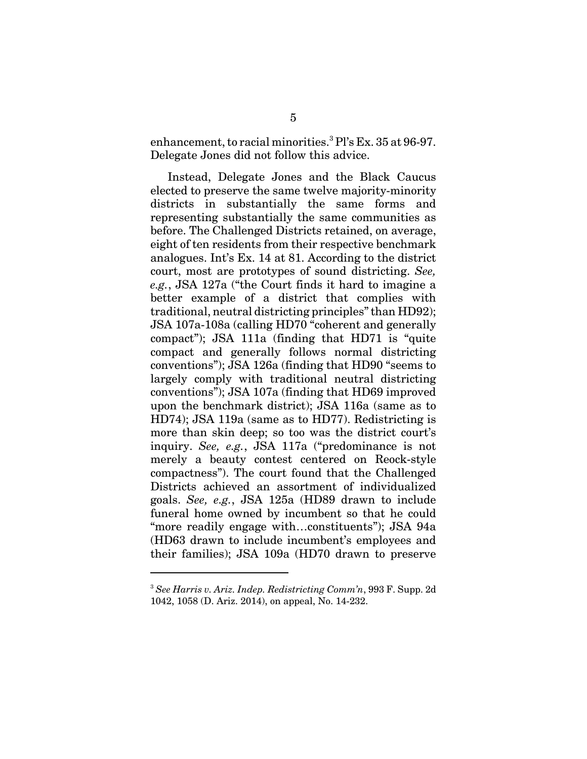enhancement, to racial minorities.[3] Pl's Ex. 35 at 96-97. Delegate Jones did not follow this advice.

Instead, Delegate Jones and the Black Caucus elected to preserve the same twelve majority-minority districts in substantially the same forms and representing substantially the same communities as before. The Challenged Districts retained, on average, eight of ten residents from their respective benchmark analogues. Int's Ex. 14 at 81. According to the district court, most are prototypes of sound districting. *See, e.g.*, JSA 127a ("the Court finds it hard to imagine a better example of a district that complies with traditional, neutral districting principles" than HD92); JSA 107a-108a (calling HD70 "coherent and generally compact"); JSA 111a (finding that HD71 is "quite compact and generally follows normal districting conventions"); JSA 126a (finding that HD90 "seems to largely comply with traditional neutral districting conventions"); JSA 107a (finding that HD69 improved upon the benchmark district); JSA 116a (same as to HD74); JSA 119a (same as to HD77). Redistricting is more than skin deep; so too was the district court's inquiry. *See, e.g.*, JSA 117a ("predominance is not merely a beauty contest centered on Reock-style compactness"). The court found that the Challenged Districts achieved an assortment of individualized goals. *See, e.g.*, JSA 125a (HD89 drawn to include funeral home owned by incumbent so that he could "more readily engage with…constituents"); JSA 94a (HD63 drawn to include incumbent's employees and their families); JSA 109a (HD70 drawn to preserve

[3] *See Harris v. Ariz. Indep. Redistricting Comm'n*, 993 F. Supp. 2d 1042, 1058 (D. Ariz. 2014), on appeal, No. 14-232.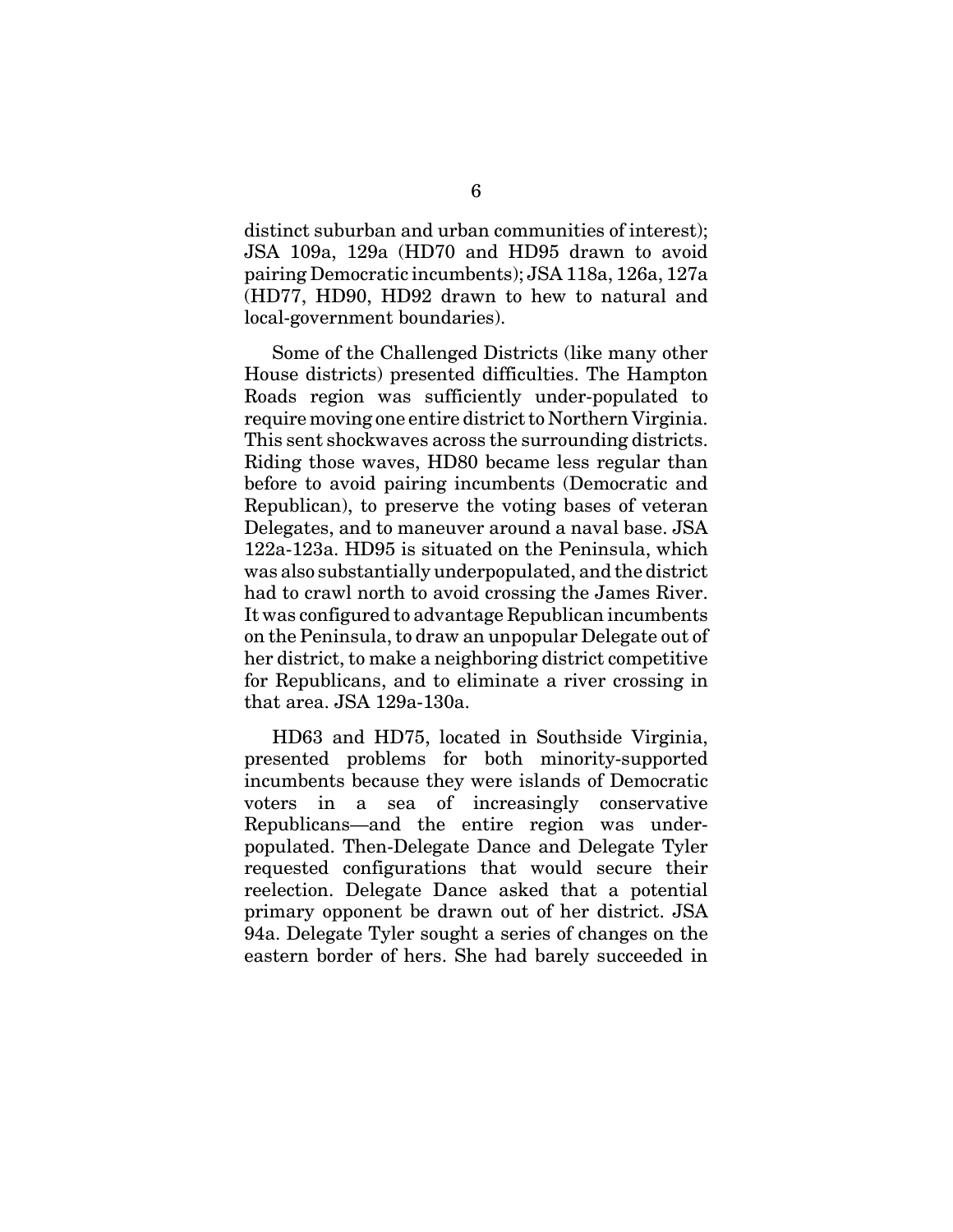distinct suburban and urban communities of interest); JSA 109a, 129a (HD70 and HD95 drawn to avoid pairing Democratic incumbents); JSA 118a, 126a, 127a (HD77, HD90, HD92 drawn to hew to natural and local-government boundaries).

Some of the Challenged Districts (like many other House districts) presented difficulties. The Hampton Roads region was sufficiently under-populated to require moving one entire district to Northern Virginia. This sent shockwaves across the surrounding districts. Riding those waves, HD80 became less regular than before to avoid pairing incumbents (Democratic and Republican), to preserve the voting bases of veteran Delegates, and to maneuver around a naval base. JSA 122a-123a. HD95 is situated on the Peninsula, which was also substantially underpopulated, and the district had to crawl north to avoid crossing the James River. It was configured to advantage Republican incumbents on the Peninsula, to draw an unpopular Delegate out of her district, to make a neighboring district competitive for Republicans, and to eliminate a river crossing in that area. JSA 129a-130a.

HD63 and HD75, located in Southside Virginia, presented problems for both minority-supported incumbents because they were islands of Democratic voters in a sea of increasingly conservative Republicans—and the entire region was under-populated. Then-Delegate Dance and Delegate Tyler requested configurations that would secure their reelection. Delegate Dance asked that a potential primary opponent be drawn out of her district. JSA 94a. Delegate Tyler sought a series of changes on the eastern border of hers. She had barely succeeded in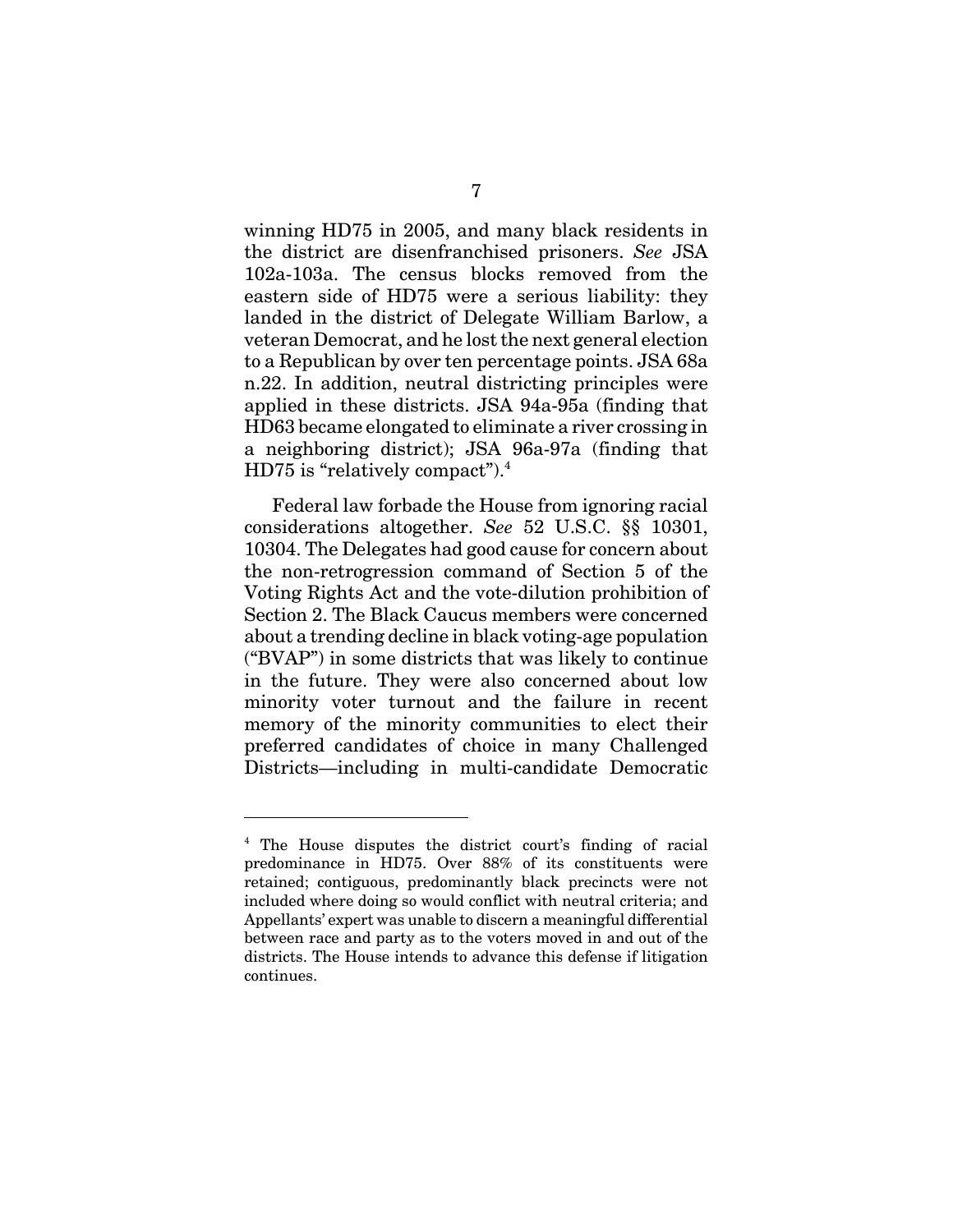winning HD75 in 2005, and many black residents in the district are disenfranchised prisoners. *See* JSA 102a-103a. The census blocks removed from the eastern side of HD75 were a serious liability: they landed in the district of Delegate William Barlow, a veteran Democrat, and he lost the next general election to a Republican by over ten percentage points. JSA 68a n.22. In addition, neutral districting principles were applied in these districts. JSA 94a-95a (finding that HD63 became elongated to eliminate a river crossing in a neighboring district); JSA 96a-97a (finding that HD75 is "relatively compact").[4]

Federal law forbade the House from ignoring racial considerations altogether. *See* 52 U.S.C. §§ 10301, 10304. The Delegates had good cause for concern about the non-retrogression command of Section 5 of the Voting Rights Act and the vote-dilution prohibition of Section 2. The Black Caucus members were concerned about a trending decline in black voting-age population ("BVAP") in some districts that was likely to continue in the future. They were also concerned about low minority voter turnout and the failure in recent memory of the minority communities to elect their preferred candidates of choice in many Challenged Districts—including in multi-candidate Democratic

---

[4] The House disputes the district court's finding of racial predominance in HD75. Over 88% of its constituents were retained; contiguous, predominantly black precincts were not included where doing so would conflict with neutral criteria; and Appellants' expert was unable to discern a meaningful differential between race and party as to the voters moved in and out of the districts. The House intends to advance this defense if litigation continues.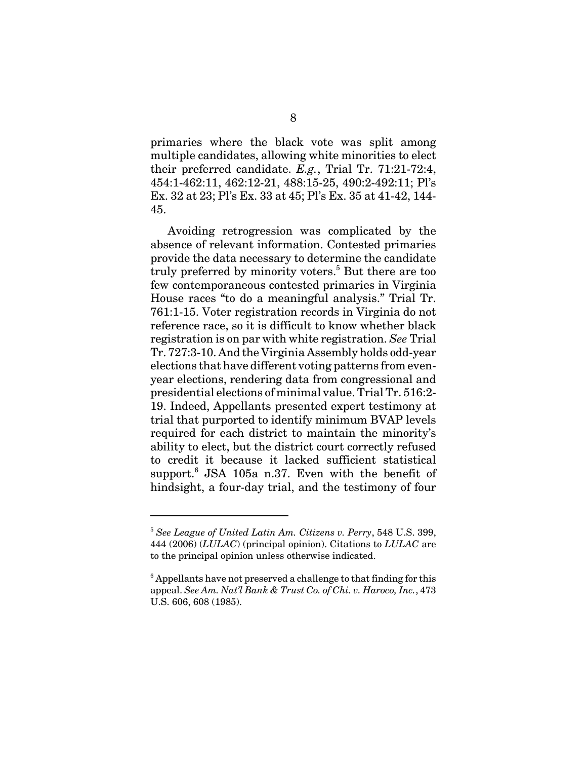primaries where the black vote was split among multiple candidates, allowing white minorities to elect their preferred candidate. *E.g.*, Trial Tr. 71:21-72:4, 454:1-462:11, 462:12-21, 488:15-25, 490:2-492:11; Pl's Ex. 32 at 23; Pl's Ex. 33 at 45; Pl's Ex. 35 at 41-42, 144-45.

Avoiding retrogression was complicated by the absence of relevant information. Contested primaries provide the data necessary to determine the candidate truly preferred by minority voters.[5] But there are too few contemporaneous contested primaries in Virginia House races "to do a meaningful analysis." Trial Tr. 761:1-15. Voter registration records in Virginia do not reference race, so it is difficult to know whether black registration is on par with white registration. *See* Trial Tr. 727:3-10. And the Virginia Assembly holds odd-year elections that have different voting patterns from even-year elections, rendering data from congressional and presidential elections of minimal value. Trial Tr. 516:2-19. Indeed, Appellants presented expert testimony at trial that purported to identify minimum BVAP levels required for each district to maintain the minority's ability to elect, but the district court correctly refused to credit it because it lacked sufficient statistical support.[6] JSA 105a n.37. Even with the benefit of hindsight, a four-day trial, and the testimony of four

---

[5] *See League of United Latin Am. Citizens v. Perry*, 548 U.S. 399, 444 (2006) (*LULAC*) (principal opinion). Citations to *LULAC* are to the principal opinion unless otherwise indicated.

[6] Appellants have not preserved a challenge to that finding for this appeal. *See Am. Nat'l Bank & Trust Co. of Chi. v. Haroco, Inc.*, 473 U.S. 606, 608 (1985).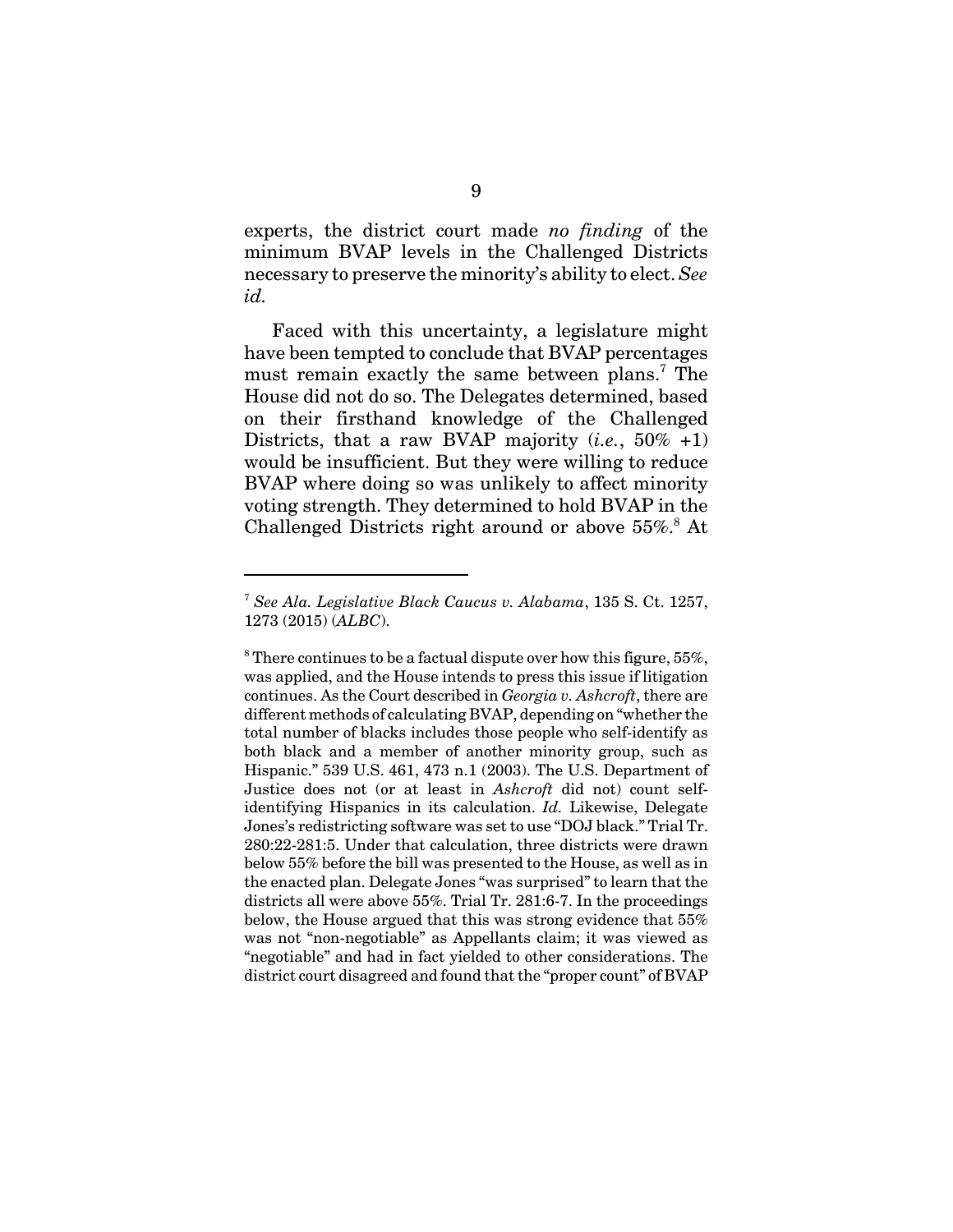experts, the district court made *no finding* of the minimum BVAP levels in the Challenged Districts necessary to preserve the minority's ability to elect. *See id.*

Faced with this uncertainty, a legislature might have been tempted to conclude that BVAP percentages must remain exactly the same between plans.[7] The House did not do so. The Delegates determined, based on their firsthand knowledge of the Challenged Districts, that a raw BVAP majority (*i.e.*, 50% +1) would be insufficient. But they were willing to reduce BVAP where doing so was unlikely to affect minority voting strength. They determined to hold BVAP in the Challenged Districts right around or above 55%.[8] At

---

[7] *See Ala. Legislative Black Caucus v. Alabama*, 135 S. Ct. 1257, 1273 (2015) (*ALBC*).

[8] There continues to be a factual dispute over how this figure, 55%, was applied, and the House intends to press this issue if litigation continues. As the Court described in *Georgia v. Ashcroft*, there are different methods of calculating BVAP, depending on "whether the total number of blacks includes those people who self-identify as both black and a member of another minority group, such as Hispanic." 539 U.S. 461, 473 n.1 (2003). The U.S. Department of Justice does not (or at least in *Ashcroft* did not) count self-identifying Hispanics in its calculation. *Id.* Likewise, Delegate Jones's redistricting software was set to use "DOJ black." Trial Tr. 280:22-281:5. Under that calculation, three districts were drawn below 55% before the bill was presented to the House, as well as in the enacted plan. Delegate Jones "was surprised" to learn that the districts all were above 55%. Trial Tr. 281:6-7. In the proceedings below, the House argued that this was strong evidence that 55% was not "non-negotiable" as Appellants claim; it was viewed as "negotiable" and had in fact yielded to other considerations. The district court disagreed and found that the "proper count" of BVAP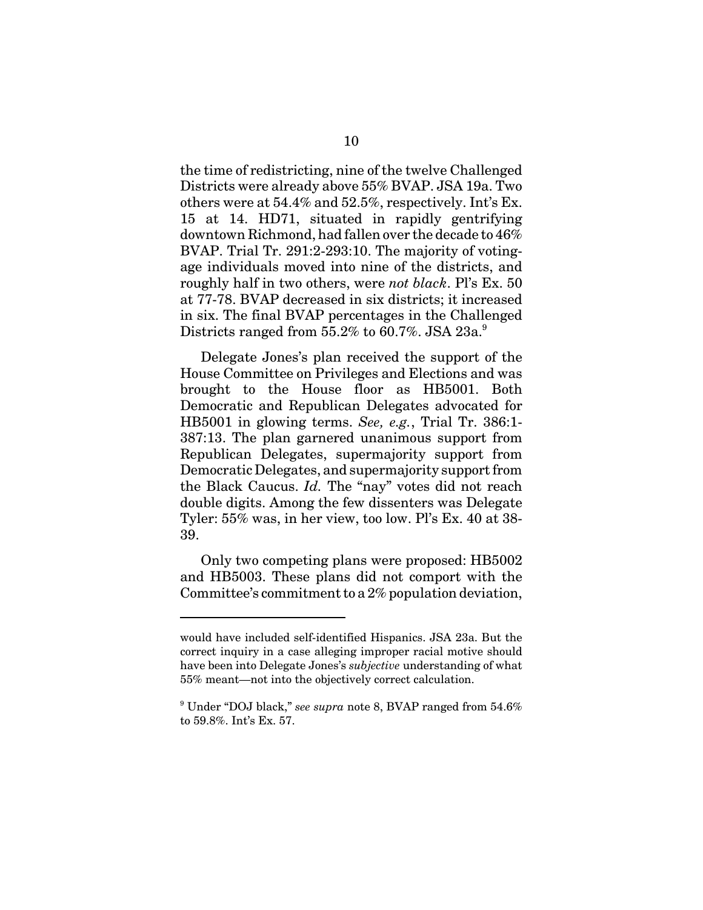the time of redistricting, nine of the twelve Challenged Districts were already above 55% BVAP. JSA 19a. Two others were at 54.4% and 52.5%, respectively. Int's Ex. 15 at 14. HD71, situated in rapidly gentrifying downtown Richmond, had fallen over the decade to 46% BVAP. Trial Tr. 291:2-293:10. The majority of voting-age individuals moved into nine of the districts, and roughly half in two others, were *not black*. Pl's Ex. 50 at 77-78. BVAP decreased in six districts; it increased in six. The final BVAP percentages in the Challenged Districts ranged from 55.2% to 60.7%. JSA 23a.[9]

Delegate Jones's plan received the support of the House Committee on Privileges and Elections and was brought to the House floor as HB5001. Both Democratic and Republican Delegates advocated for HB5001 in glowing terms. *See, e.g.*, Trial Tr. 386:1-387:13. The plan garnered unanimous support from Republican Delegates, supermajority support from Democratic Delegates, and supermajority support from the Black Caucus. *Id.* The "nay" votes did not reach double digits. Among the few dissenters was Delegate Tyler: 55% was, in her view, too low. Pl's Ex. 40 at 38-39.

Only two competing plans were proposed: HB5002 and HB5003. These plans did not comport with the Committee's commitment to a 2% population deviation,

---

would have included self-identified Hispanics. JSA 23a. But the correct inquiry in a case alleging improper racial motive should have been into Delegate Jones's *subjective* understanding of what 55% meant—not into the objectively correct calculation.

[9] Under "DOJ black," *see supra* note 8, BVAP ranged from 54.6% to 59.8%. Int's Ex. 57.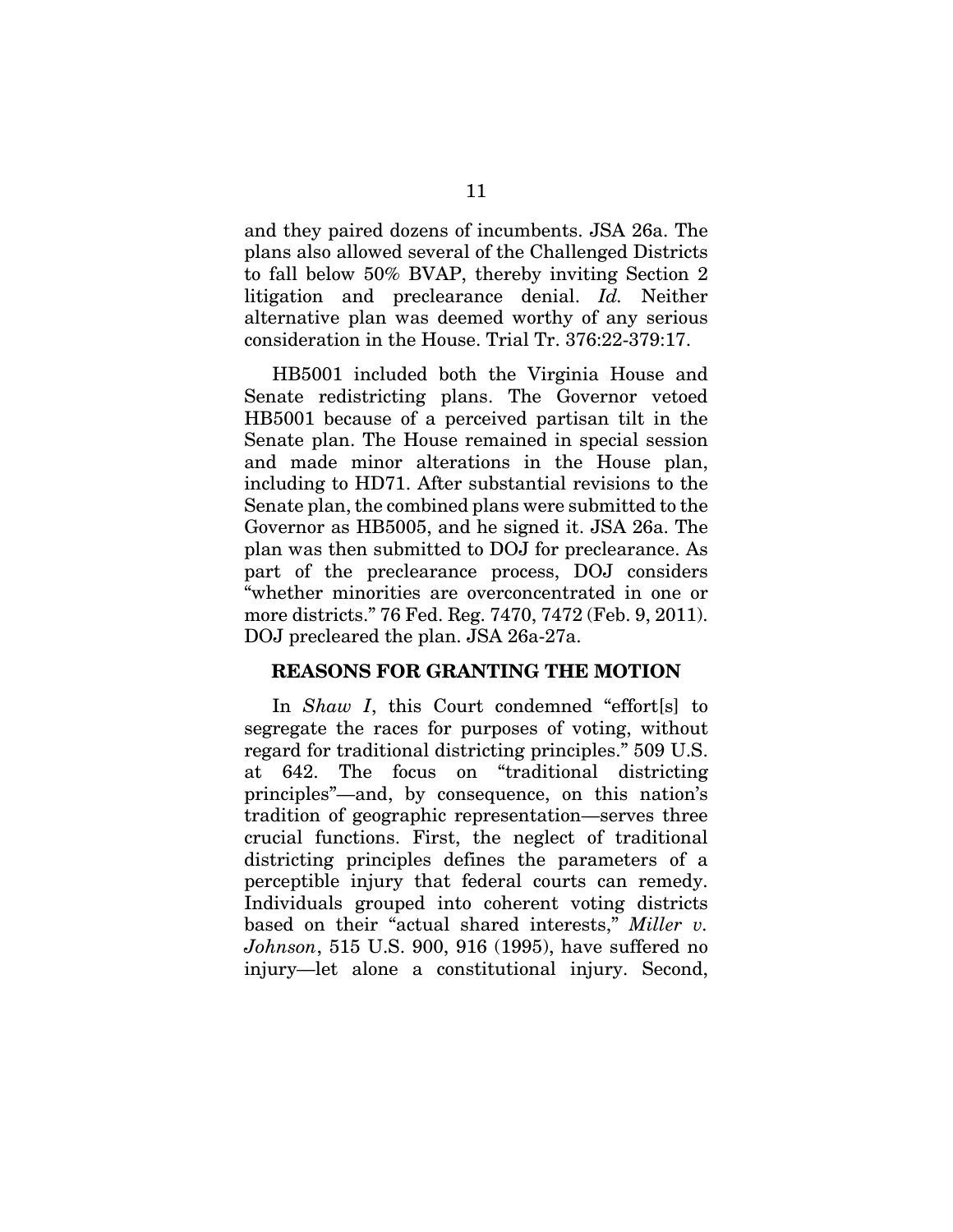and they paired dozens of incumbents. JSA 26a. The plans also allowed several of the Challenged Districts to fall below 50% BVAP, thereby inviting Section 2 litigation and preclearance denial. *Id.* Neither alternative plan was deemed worthy of any serious consideration in the House. Trial Tr. 376:22-379:17.

HB5001 included both the Virginia House and Senate redistricting plans. The Governor vetoed HB5001 because of a perceived partisan tilt in the Senate plan. The House remained in special session and made minor alterations in the House plan, including to HD71. After substantial revisions to the Senate plan, the combined plans were submitted to the Governor as HB5005, and he signed it. JSA 26a. The plan was then submitted to DOJ for preclearance. As part of the preclearance process, DOJ considers "whether minorities are overconcentrated in one or more districts." 76 Fed. Reg. 7470, 7472 (Feb. 9, 2011). DOJ precleared the plan. JSA 26a-27a.

## REASONS FOR GRANTING THE MOTION

In *Shaw I*, this Court condemned "effort[s] to segregate the races for purposes of voting, without regard for traditional districting principles." 509 U.S. at 642. The focus on "traditional districting principles"—and, by consequence, on this nation's tradition of geographic representation—serves three crucial functions. First, the neglect of traditional districting principles defines the parameters of a perceptible injury that federal courts can remedy. Individuals grouped into coherent voting districts based on their "actual shared interests," *Miller v. Johnson*, 515 U.S. 900, 916 (1995), have suffered no injury—let alone a constitutional injury. Second,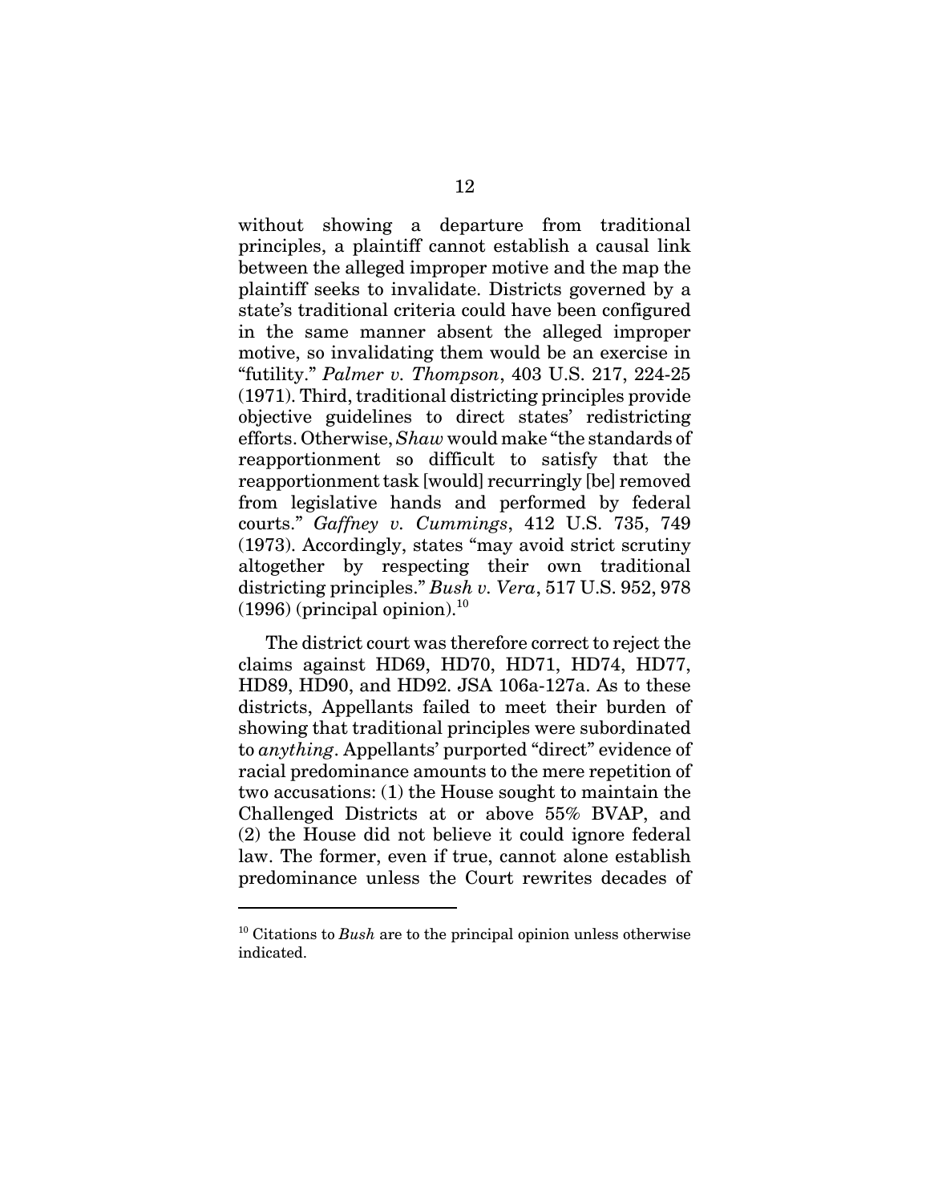without showing a departure from traditional principles, a plaintiff cannot establish a causal link between the alleged improper motive and the map the plaintiff seeks to invalidate. Districts governed by a state's traditional criteria could have been configured in the same manner absent the alleged improper motive, so invalidating them would be an exercise in "futility." *Palmer v. Thompson*, 403 U.S. 217, 224-25 (1971). Third, traditional districting principles provide objective guidelines to direct states' redistricting efforts. Otherwise, *Shaw* would make "the standards of reapportionment so difficult to satisfy that the reapportionment task [would] recurringly [be] removed from legislative hands and performed by federal courts." *Gaffney v. Cummings*, 412 U.S. 735, 749 (1973). Accordingly, states "may avoid strict scrutiny altogether by respecting their own traditional districting principles." *Bush v. Vera*, 517 U.S. 952, 978 (1996) (principal opinion).[10]

The district court was therefore correct to reject the claims against HD69, HD70, HD71, HD74, HD77, HD89, HD90, and HD92. JSA 106a-127a. As to these districts, Appellants failed to meet their burden of showing that traditional principles were subordinated to *anything*. Appellants' purported "direct" evidence of racial predominance amounts to the mere repetition of two accusations: (1) the House sought to maintain the Challenged Districts at or above 55% BVAP, and (2) the House did not believe it could ignore federal law. The former, even if true, cannot alone establish predominance unless the Court rewrites decades of

[10] Citations to *Bush* are to the principal opinion unless otherwise indicated.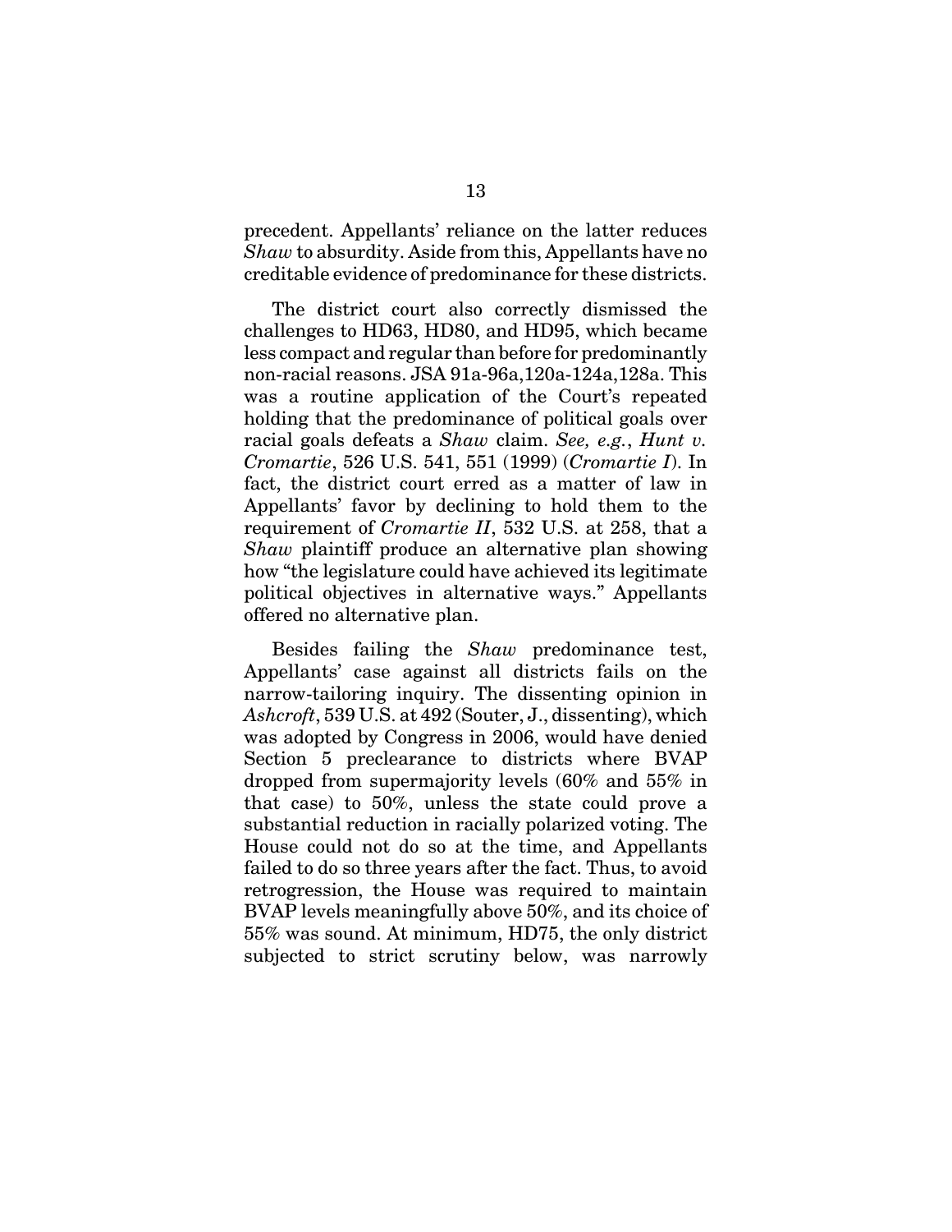precedent. Appellants' reliance on the latter reduces *Shaw* to absurdity. Aside from this, Appellants have no creditable evidence of predominance for these districts.

The district court also correctly dismissed the challenges to HD63, HD80, and HD95, which became less compact and regular than before for predominantly non-racial reasons. JSA 91a-96a,120a-124a,128a. This was a routine application of the Court's repeated holding that the predominance of political goals over racial goals defeats a *Shaw* claim. *See, e.g.*, *Hunt v. Cromartie*, 526 U.S. 541, 551 (1999) (*Cromartie I*). In fact, the district court erred as a matter of law in Appellants' favor by declining to hold them to the requirement of *Cromartie II*, 532 U.S. at 258, that a *Shaw* plaintiff produce an alternative plan showing how "the legislature could have achieved its legitimate political objectives in alternative ways." Appellants offered no alternative plan.

Besides failing the *Shaw* predominance test, Appellants' case against all districts fails on the narrow-tailoring inquiry. The dissenting opinion in *Ashcroft*, 539 U.S. at 492 (Souter, J., dissenting), which was adopted by Congress in 2006, would have denied Section 5 preclearance to districts where BVAP dropped from supermajority levels (60% and 55% in that case) to 50%, unless the state could prove a substantial reduction in racially polarized voting. The House could not do so at the time, and Appellants failed to do so three years after the fact. Thus, to avoid retrogression, the House was required to maintain BVAP levels meaningfully above 50%, and its choice of 55% was sound. At minimum, HD75, the only district subjected to strict scrutiny below, was narrowly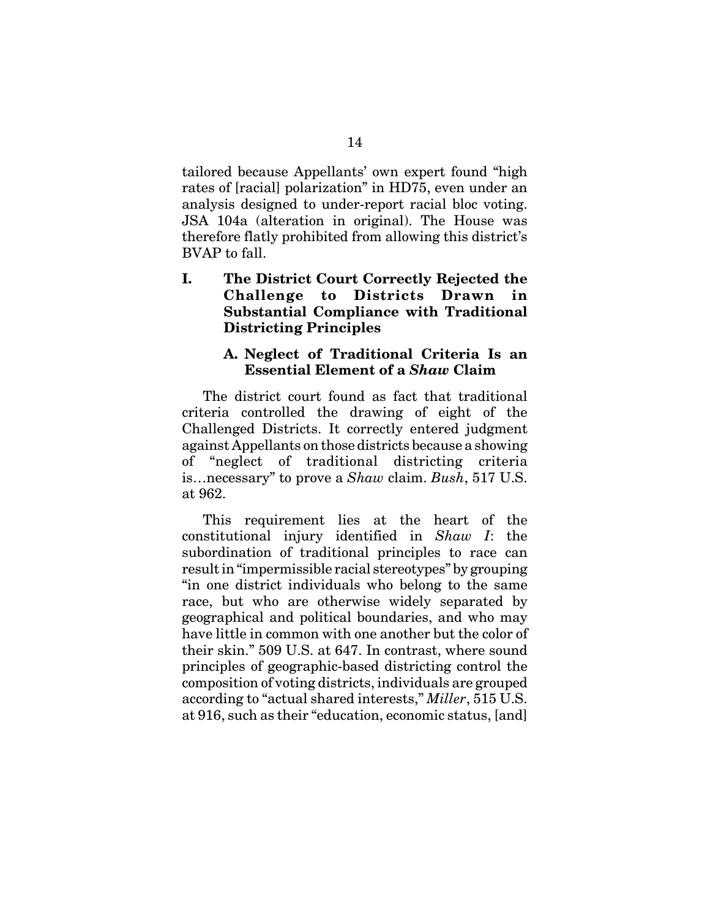tailored because Appellants' own expert found "high rates of [racial] polarization" in HD75, even under an analysis designed to under-report racial bloc voting. JSA 104a (alteration in original). The House was therefore flatly prohibited from allowing this district's BVAP to fall.

## I. The District Court Correctly Rejected the Challenge to Districts Drawn in Substantial Compliance with Traditional Districting Principles

### A. Neglect of Traditional Criteria Is an Essential Element of a *Shaw* Claim

The district court found as fact that traditional criteria controlled the drawing of eight of the Challenged Districts. It correctly entered judgment against Appellants on those districts because a showing of "neglect of traditional districting criteria is…necessary" to prove a *Shaw* claim. *Bush*, 517 U.S. at 962.

This requirement lies at the heart of the constitutional injury identified in *Shaw I*: the subordination of traditional principles to race can result in "impermissible racial stereotypes" by grouping "in one district individuals who belong to the same race, but who are otherwise widely separated by geographical and political boundaries, and who may have little in common with one another but the color of their skin." 509 U.S. at 647. In contrast, where sound principles of geographic-based districting control the composition of voting districts, individuals are grouped according to "actual shared interests," *Miller*, 515 U.S. at 916, such as their "education, economic status, [and]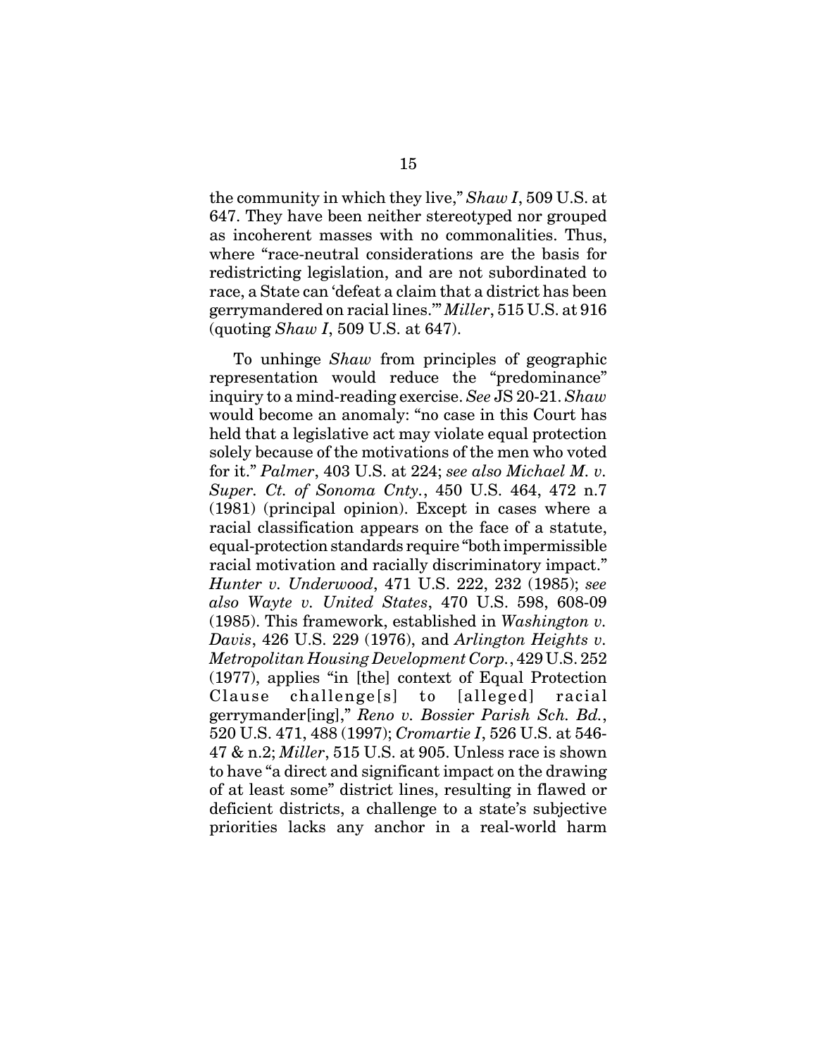the community in which they live," *Shaw I*, 509 U.S. at 647. They have been neither stereotyped nor grouped as incoherent masses with no commonalities. Thus, where "race-neutral considerations are the basis for redistricting legislation, and are not subordinated to race, a State can 'defeat a claim that a district has been gerrymandered on racial lines.'" *Miller*, 515 U.S. at 916 (quoting *Shaw I*, 509 U.S. at 647).

To unhinge *Shaw* from principles of geographic representation would reduce the "predominance" inquiry to a mind-reading exercise. *See* JS 20-21. *Shaw* would become an anomaly: "no case in this Court has held that a legislative act may violate equal protection solely because of the motivations of the men who voted for it." *Palmer*, 403 U.S. at 224; *see also Michael M. v. Super. Ct. of Sonoma Cnty.*, 450 U.S. 464, 472 n.7 (1981) (principal opinion). Except in cases where a racial classification appears on the face of a statute, equal-protection standards require "both impermissible racial motivation and racially discriminatory impact." *Hunter v. Underwood*, 471 U.S. 222, 232 (1985); *see also Wayte v. United States*, 470 U.S. 598, 608-09 (1985). This framework, established in *Washington v. Davis*, 426 U.S. 229 (1976), and *Arlington Heights v. Metropolitan Housing Development Corp.*, 429 U.S. 252 (1977), applies "in [the] context of Equal Protection Clause challenge[s] to [alleged] racial gerrymander[ing]," *Reno v. Bossier Parish Sch. Bd.*, 520 U.S. 471, 488 (1997); *Cromartie I*, 526 U.S. at 546-47 & n.2; *Miller*, 515 U.S. at 905. Unless race is shown to have "a direct and significant impact on the drawing of at least some" district lines, resulting in flawed or deficient districts, a challenge to a state's subjective priorities lacks any anchor in a real-world harm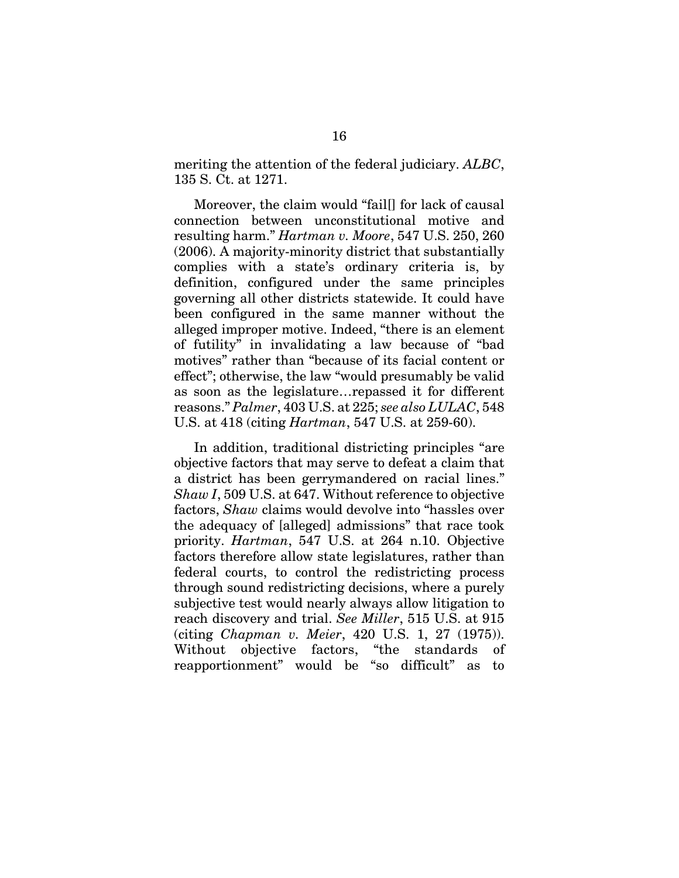meriting the attention of the federal judiciary. *ALBC*, 135 S. Ct. at 1271.

Moreover, the claim would "fail[] for lack of causal connection between unconstitutional motive and resulting harm." *Hartman v. Moore*, 547 U.S. 250, 260 (2006). A majority-minority district that substantially complies with a state's ordinary criteria is, by definition, configured under the same principles governing all other districts statewide. It could have been configured in the same manner without the alleged improper motive. Indeed, "there is an element of futility" in invalidating a law because of "bad motives" rather than "because of its facial content or effect"; otherwise, the law "would presumably be valid as soon as the legislature…repassed it for different reasons." *Palmer*, 403 U.S. at 225; *see also LULAC*, 548 U.S. at 418 (citing *Hartman*, 547 U.S. at 259-60).

In addition, traditional districting principles "are objective factors that may serve to defeat a claim that a district has been gerrymandered on racial lines." *Shaw I*, 509 U.S. at 647. Without reference to objective factors, *Shaw* claims would devolve into "hassles over the adequacy of [alleged] admissions" that race took priority. *Hartman*, 547 U.S. at 264 n.10. Objective factors therefore allow state legislatures, rather than federal courts, to control the redistricting process through sound redistricting decisions, where a purely subjective test would nearly always allow litigation to reach discovery and trial. *See Miller*, 515 U.S. at 915 (citing *Chapman v. Meier*, 420 U.S. 1, 27 (1975)). Without objective factors, "the standards of reapportionment" would be "so difficult" as to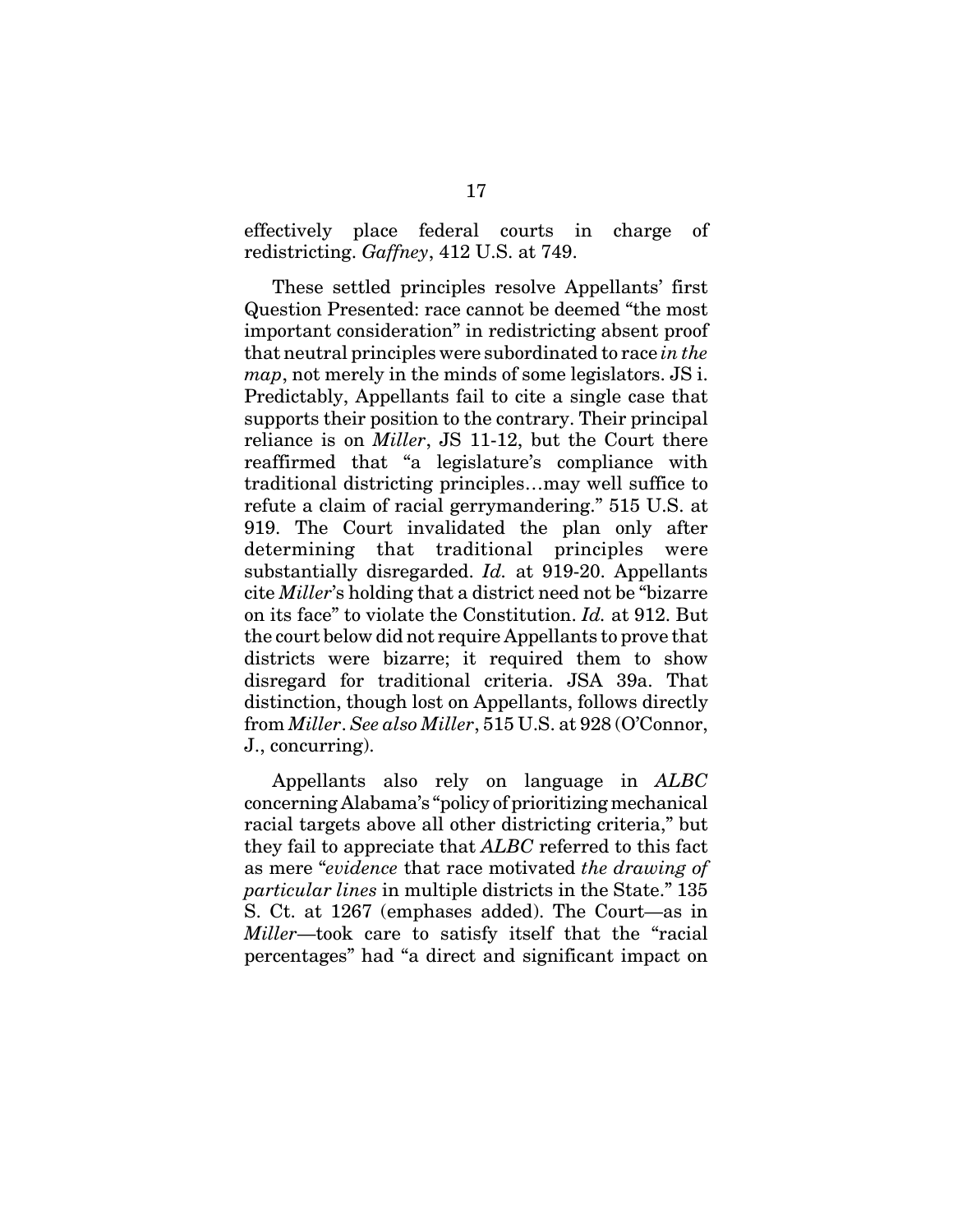effectively place federal courts in charge of redistricting. *Gaffney*, 412 U.S. at 749.

These settled principles resolve Appellants' first Question Presented: race cannot be deemed "the most important consideration" in redistricting absent proof that neutral principles were subordinated to race *in the map*, not merely in the minds of some legislators. JS i. Predictably, Appellants fail to cite a single case that supports their position to the contrary. Their principal reliance is on *Miller*, JS 11-12, but the Court there reaffirmed that "a legislature's compliance with traditional districting principles…may well suffice to refute a claim of racial gerrymandering." 515 U.S. at 919. The Court invalidated the plan only after determining that traditional principles were substantially disregarded. *Id.* at 919-20. Appellants cite *Miller*'s holding that a district need not be "bizarre on its face" to violate the Constitution. *Id.* at 912. But the court below did not require Appellants to prove that districts were bizarre; it required them to show disregard for traditional criteria. JSA 39a. That distinction, though lost on Appellants, follows directly from *Miller*. *See also Miller*, 515 U.S. at 928 (O'Connor, J., concurring).

Appellants also rely on language in *ALBC* concerning Alabama's "policy of prioritizing mechanical racial targets above all other districting criteria," but they fail to appreciate that *ALBC* referred to this fact as mere "*evidence* that race motivated *the drawing of particular lines* in multiple districts in the State." 135 S. Ct. at 1267 (emphases added). The Court—as in *Miller*—took care to satisfy itself that the "racial percentages" had "a direct and significant impact on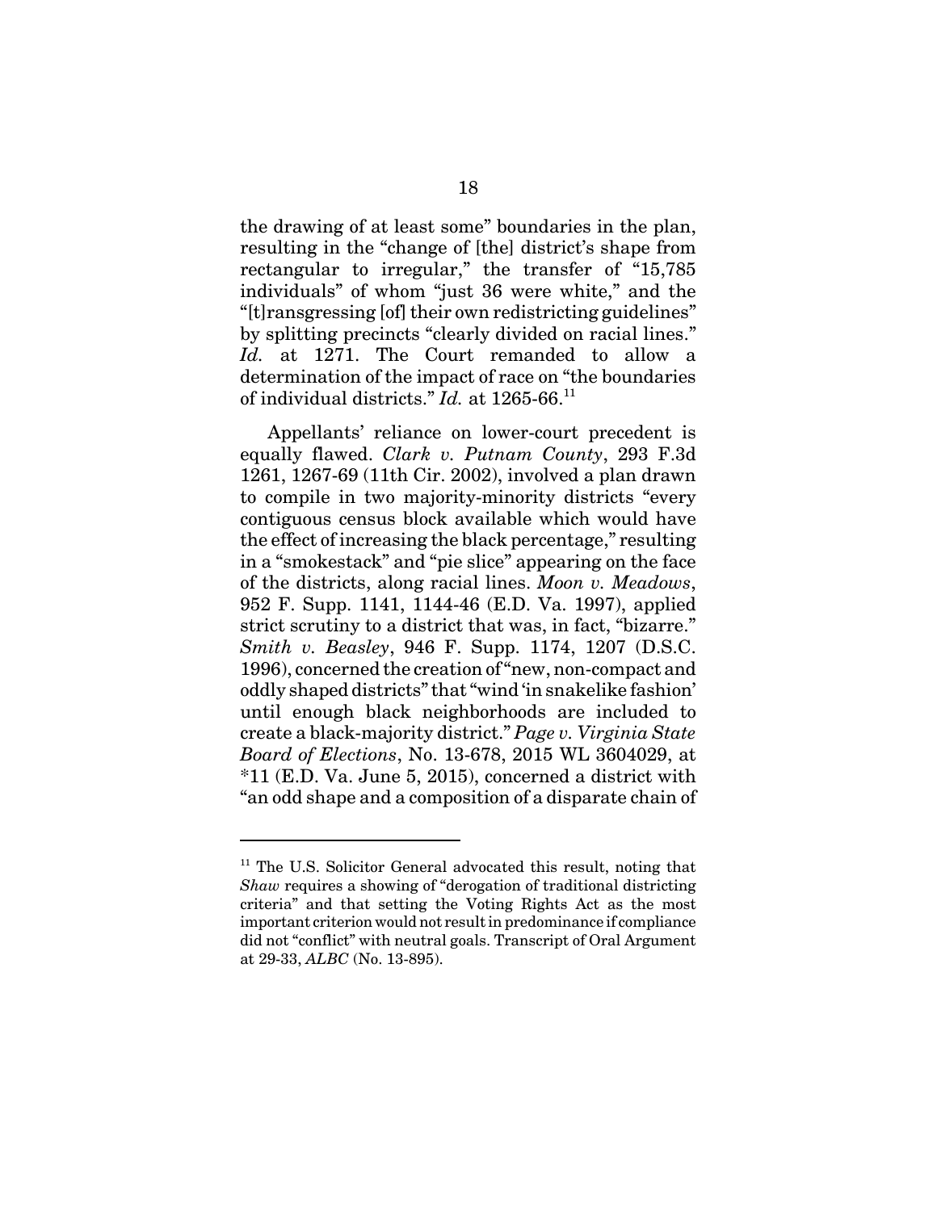the drawing of at least some" boundaries in the plan, resulting in the "change of [the] district's shape from rectangular to irregular," the transfer of "15,785 individuals" of whom "just 36 were white," and the "[t]ransgressing [of] their own redistricting guidelines" by splitting precincts "clearly divided on racial lines." *Id.* at 1271. The Court remanded to allow a determination of the impact of race on "the boundaries of individual districts." *Id.* at 1265-66.[11]

Appellants' reliance on lower-court precedent is equally flawed. *Clark v. Putnam County*, 293 F.3d 1261, 1267-69 (11th Cir. 2002), involved a plan drawn to compile in two majority-minority districts "every contiguous census block available which would have the effect of increasing the black percentage," resulting in a "smokestack" and "pie slice" appearing on the face of the districts, along racial lines. *Moon v. Meadows*, 952 F. Supp. 1141, 1144-46 (E.D. Va. 1997), applied strict scrutiny to a district that was, in fact, "bizarre." *Smith v. Beasley*, 946 F. Supp. 1174, 1207 (D.S.C. 1996), concerned the creation of "new, non-compact and oddly shaped districts" that "wind 'in snakelike fashion' until enough black neighborhoods are included to create a black-majority district." *Page v. Virginia State Board of Elections*, No. 13-678, 2015 WL 3604029, at *11 (E.D. Va. June 5, 2015), concerned a district with "an odd shape and a composition of a disparate chain of

---

[11] The U.S. Solicitor General advocated this result, noting that *Shaw* requires a showing of "derogation of traditional districting criteria" and that setting the Voting Rights Act as the most important criterion would not result in predominance if compliance did not "conflict" with neutral goals. Transcript of Oral Argument at 29-33, *ALBC* (No. 13-895).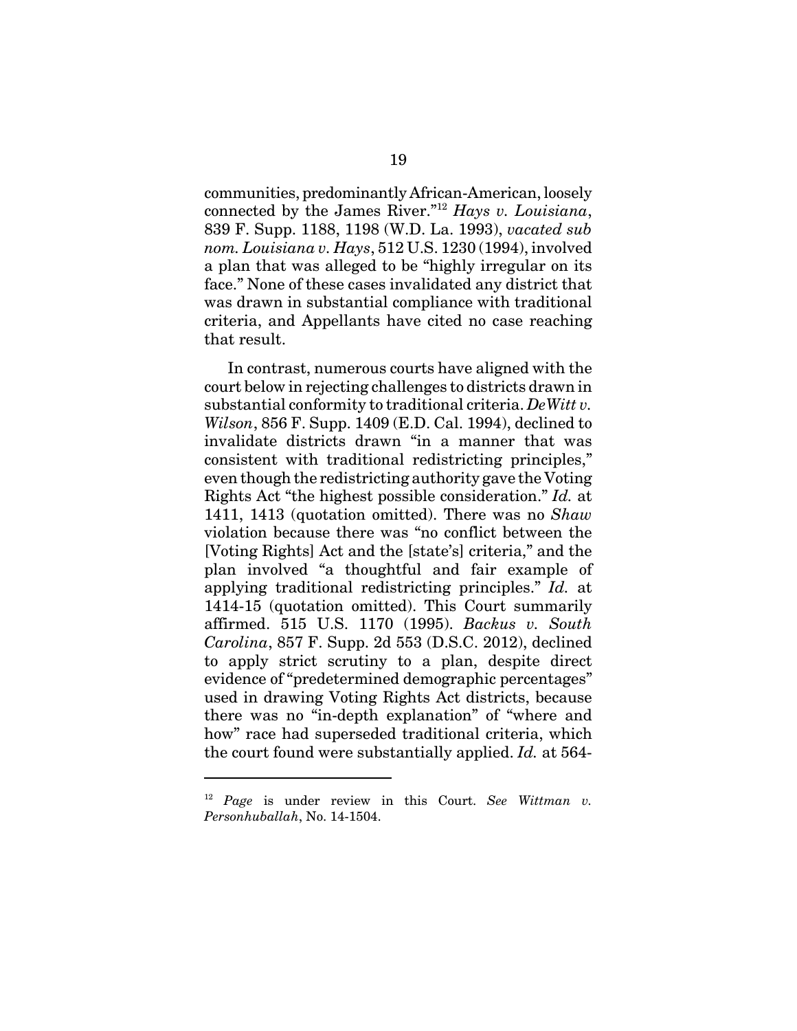communities, predominantly African-American, loosely connected by the James River."[12] *Hays v. Louisiana*, 839 F. Supp. 1188, 1198 (W.D. La. 1993), *vacated sub nom. Louisiana v. Hays*, 512 U.S. 1230 (1994), involved a plan that was alleged to be "highly irregular on its face." None of these cases invalidated any district that was drawn in substantial compliance with traditional criteria, and Appellants have cited no case reaching that result.

In contrast, numerous courts have aligned with the court below in rejecting challenges to districts drawn in substantial conformity to traditional criteria. *DeWitt v. Wilson*, 856 F. Supp. 1409 (E.D. Cal. 1994), declined to invalidate districts drawn "in a manner that was consistent with traditional redistricting principles," even though the redistricting authority gave the Voting Rights Act "the highest possible consideration." *Id.* at 1411, 1413 (quotation omitted). There was no *Shaw* violation because there was "no conflict between the [Voting Rights] Act and the [state's] criteria," and the plan involved "a thoughtful and fair example of applying traditional redistricting principles." *Id.* at 1414-15 (quotation omitted). This Court summarily affirmed. 515 U.S. 1170 (1995). *Backus v. South Carolina*, 857 F. Supp. 2d 553 (D.S.C. 2012), declined to apply strict scrutiny to a plan, despite direct evidence of "predetermined demographic percentages" used in drawing Voting Rights Act districts, because there was no "in-depth explanation" of "where and how" race had superseded traditional criteria, which the court found were substantially applied. *Id.* at 564-

---

[12] *Page* is under review in this Court. *See Wittman v. Personhuballah*, No. 14-1504.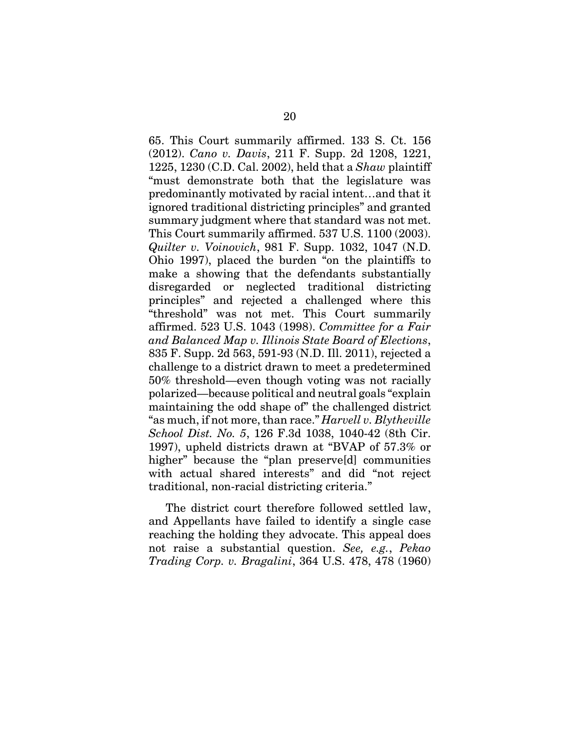65. This Court summarily affirmed. 133 S. Ct. 156 (2012). *Cano v. Davis*, 211 F. Supp. 2d 1208, 1221, 1225, 1230 (C.D. Cal. 2002), held that a *Shaw* plaintiff "must demonstrate both that the legislature was predominantly motivated by racial intent…and that it ignored traditional districting principles" and granted summary judgment where that standard was not met. This Court summarily affirmed. 537 U.S. 1100 (2003). *Quilter v. Voinovich*, 981 F. Supp. 1032, 1047 (N.D. Ohio 1997), placed the burden "on the plaintiffs to make a showing that the defendants substantially disregarded or neglected traditional districting principles" and rejected a challenged where this "threshold" was not met. This Court summarily affirmed. 523 U.S. 1043 (1998). *Committee for a Fair and Balanced Map v. Illinois State Board of Elections*, 835 F. Supp. 2d 563, 591-93 (N.D. Ill. 2011), rejected a challenge to a district drawn to meet a predetermined 50% threshold—even though voting was not racially polarized—because political and neutral goals "explain maintaining the odd shape of" the challenged district "as much, if not more, than race." *Harvell v. Blytheville School Dist. No. 5*, 126 F.3d 1038, 1040-42 (8th Cir. 1997), upheld districts drawn at "BVAP of 57.3% or higher" because the "plan preserve[d] communities with actual shared interests" and did "not reject traditional, non-racial districting criteria."

The district court therefore followed settled law, and Appellants have failed to identify a single case reaching the holding they advocate. This appeal does not raise a substantial question. *See, e.g.*, *Pekao Trading Corp. v. Bragalini*, 364 U.S. 478, 478 (1960)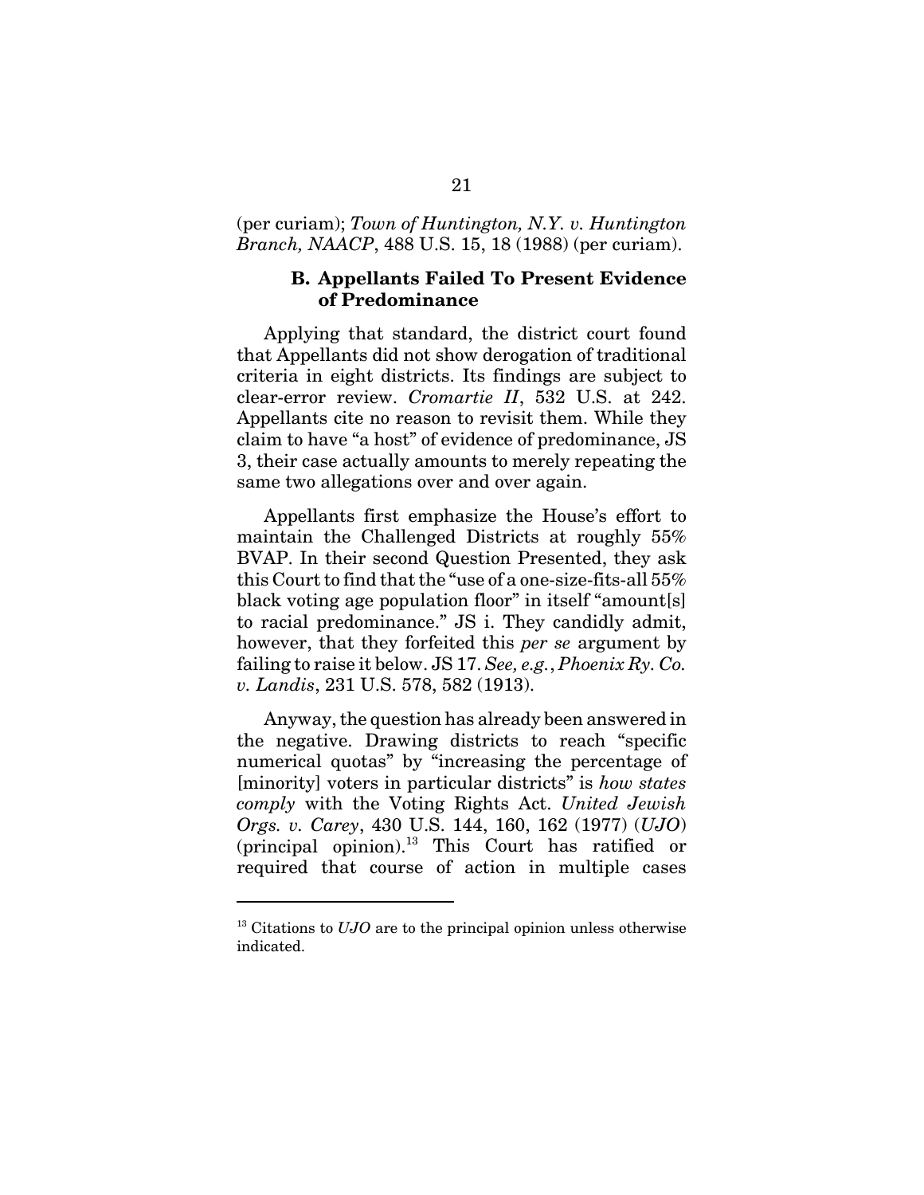(per curiam); *Town of Huntington, N.Y. v. Huntington Branch, NAACP*, 488 U.S. 15, 18 (1988) (per curiam).

### B. Appellants Failed To Present Evidence of Predominance

Applying that standard, the district court found that Appellants did not show derogation of traditional criteria in eight districts. Its findings are subject to clear-error review. *Cromartie II*, 532 U.S. at 242. Appellants cite no reason to revisit them. While they claim to have "a host" of evidence of predominance, JS 3, their case actually amounts to merely repeating the same two allegations over and over again.

Appellants first emphasize the House's effort to maintain the Challenged Districts at roughly 55% BVAP. In their second Question Presented, they ask this Court to find that the "use of a one-size-fits-all 55% black voting age population floor" in itself "amount[s] to racial predominance." JS i. They candidly admit, however, that they forfeited this *per se* argument by failing to raise it below. JS 17. *See, e.g.*, *Phoenix Ry. Co. v. Landis*, 231 U.S. 578, 582 (1913).

Anyway, the question has already been answered in the negative. Drawing districts to reach "specific numerical quotas" by "increasing the percentage of [minority] voters in particular districts" is *how states comply* with the Voting Rights Act. *United Jewish Orgs. v. Carey*, 430 U.S. 144, 160, 162 (1977) (*UJO*) (principal opinion).[13] This Court has ratified or required that course of action in multiple cases

[13] Citations to *UJO* are to the principal opinion unless otherwise indicated.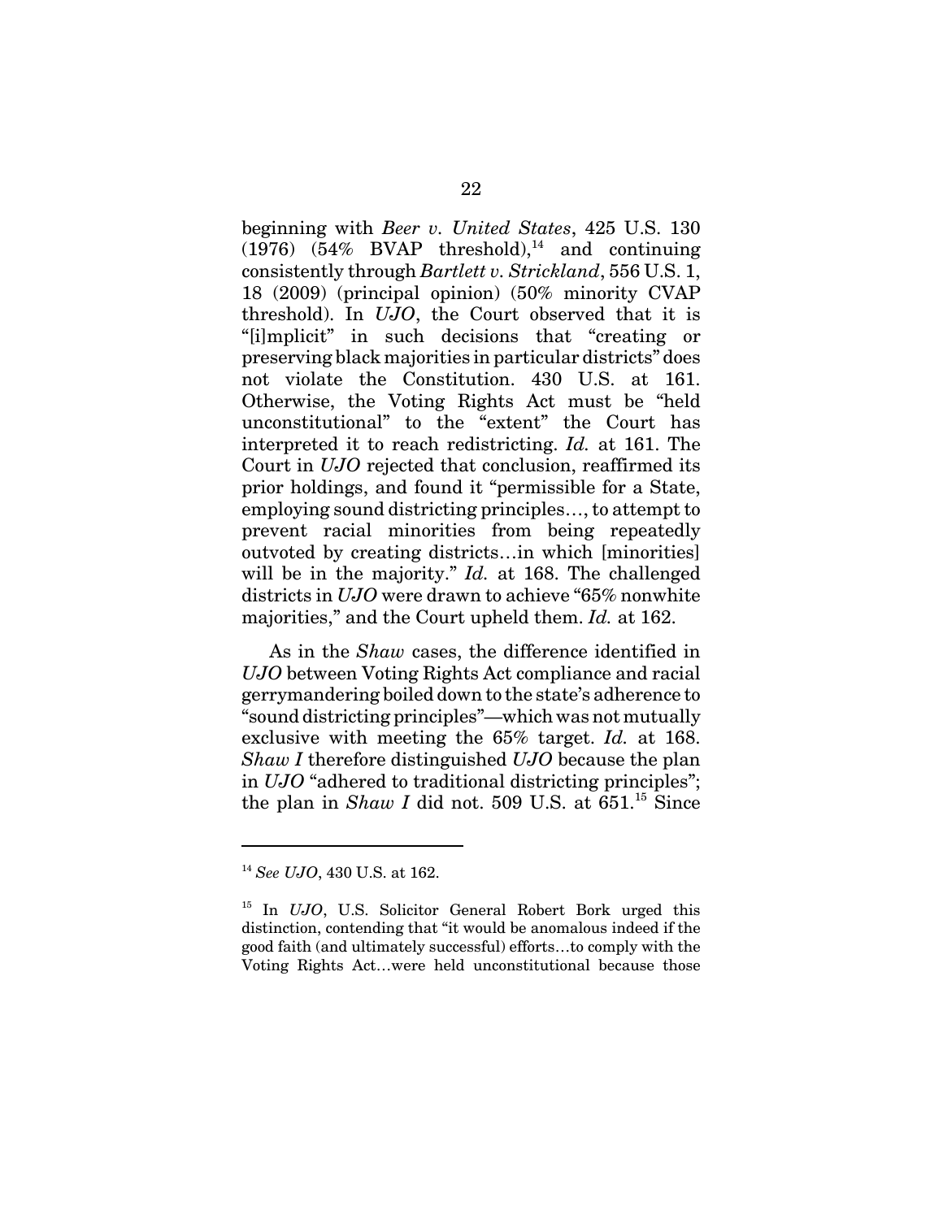beginning with *Beer v. United States*, 425 U.S. 130 (1976) (54% BVAP threshold),[14] and continuing consistently through *Bartlett v. Strickland*, 556 U.S. 1, 18 (2009) (principal opinion) (50% minority CVAP threshold). In *UJO*, the Court observed that it is "[i]mplicit" in such decisions that "creating or preserving black majorities in particular districts" does not violate the Constitution. 430 U.S. at 161. Otherwise, the Voting Rights Act must be "held unconstitutional" to the "extent" the Court has interpreted it to reach redistricting. *Id.* at 161. The Court in *UJO* rejected that conclusion, reaffirmed its prior holdings, and found it "permissible for a State, employing sound districting principles…, to attempt to prevent racial minorities from being repeatedly outvoted by creating districts…in which [minorities] will be in the majority." *Id.* at 168. The challenged districts in *UJO* were drawn to achieve "65% nonwhite majorities," and the Court upheld them. *Id.* at 162.

As in the *Shaw* cases, the difference identified in *UJO* between Voting Rights Act compliance and racial gerrymandering boiled down to the state's adherence to "sound districting principles"—which was not mutually exclusive with meeting the 65% target. *Id.* at 168. *Shaw I* therefore distinguished *UJO* because the plan in *UJO* "adhered to traditional districting principles"; the plan in *Shaw I* did not. 509 U.S. at 651.[15] Since

---

[14] *See UJO*, 430 U.S. at 162.

[15] In *UJO*, U.S. Solicitor General Robert Bork urged this distinction, contending that "it would be anomalous indeed if the good faith (and ultimately successful) efforts…to comply with the Voting Rights Act…were held unconstitutional because those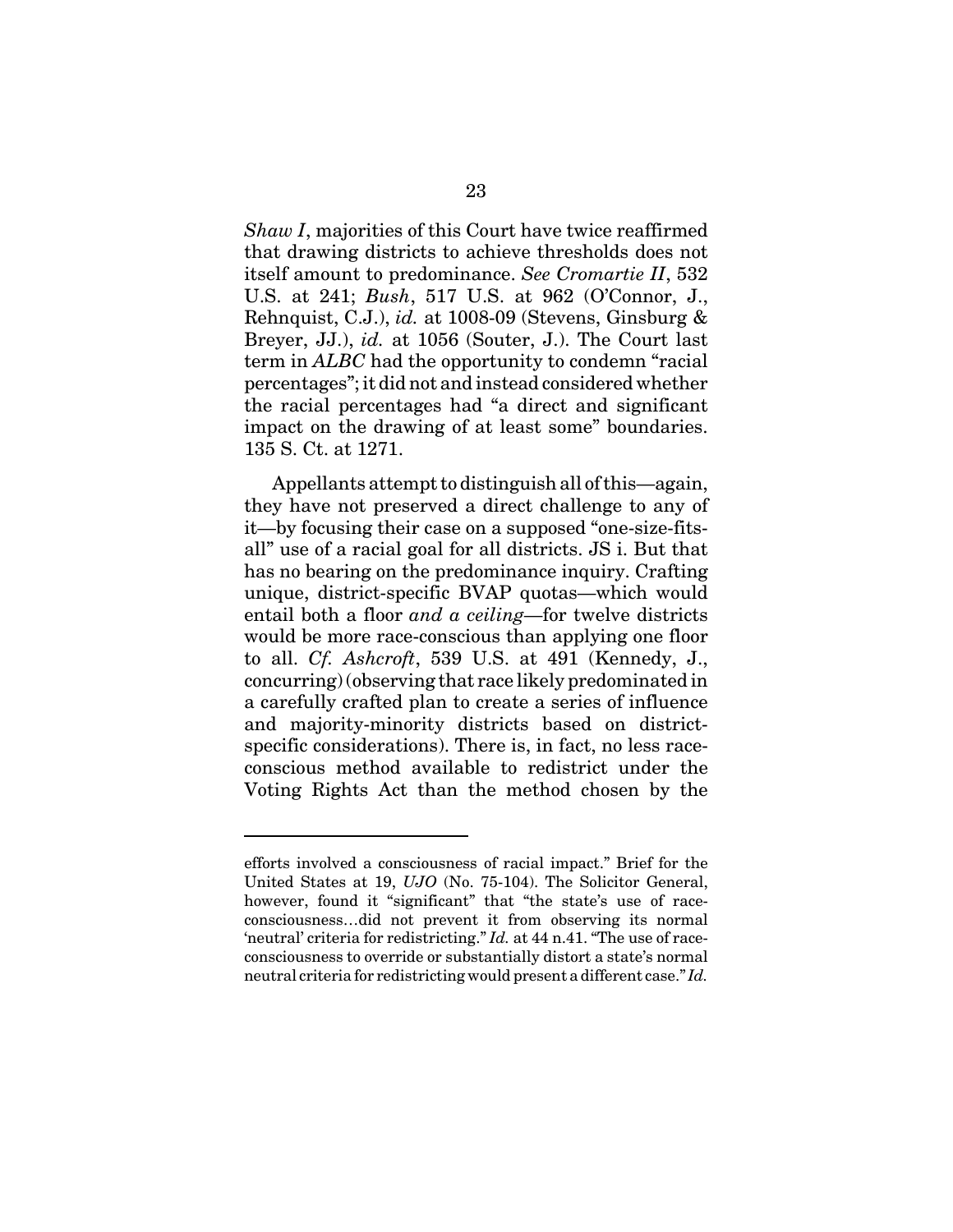*Shaw I*, majorities of this Court have twice reaffirmed that drawing districts to achieve thresholds does not itself amount to predominance. *See Cromartie II*, 532 U.S. at 241; *Bush*, 517 U.S. at 962 (O'Connor, J., Rehnquist, C.J.), *id.* at 1008-09 (Stevens, Ginsburg & Breyer, JJ.), *id.* at 1056 (Souter, J.). The Court last term in *ALBC* had the opportunity to condemn "racial percentages"; it did not and instead considered whether the racial percentages had "a direct and significant impact on the drawing of at least some" boundaries. 135 S. Ct. at 1271.

Appellants attempt to distinguish all of this—again, they have not preserved a direct challenge to any of it—by focusing their case on a supposed "one-size-fits-all" use of a racial goal for all districts. JS i. But that has no bearing on the predominance inquiry. Crafting unique, district-specific BVAP quotas—which would entail both a floor *and a ceiling*—for twelve districts would be more race-conscious than applying one floor to all. *Cf. Ashcroft*, 539 U.S. at 491 (Kennedy, J., concurring) (observing that race likely predominated in a carefully crafted plan to create a series of influence and majority-minority districts based on district-specific considerations). There is, in fact, no less race-conscious method available to redistrict under the Voting Rights Act than the method chosen by the

---

efforts involved a consciousness of racial impact." Brief for the United States at 19, *UJO* (No. 75-104). The Solicitor General, however, found it "significant" that "the state's use of race-consciousness…did not prevent it from observing its normal 'neutral' criteria for redistricting." *Id.* at 44 n.41. "The use of race-consciousness to override or substantially distort a state's normal neutral criteria for redistricting would present a different case." *Id.*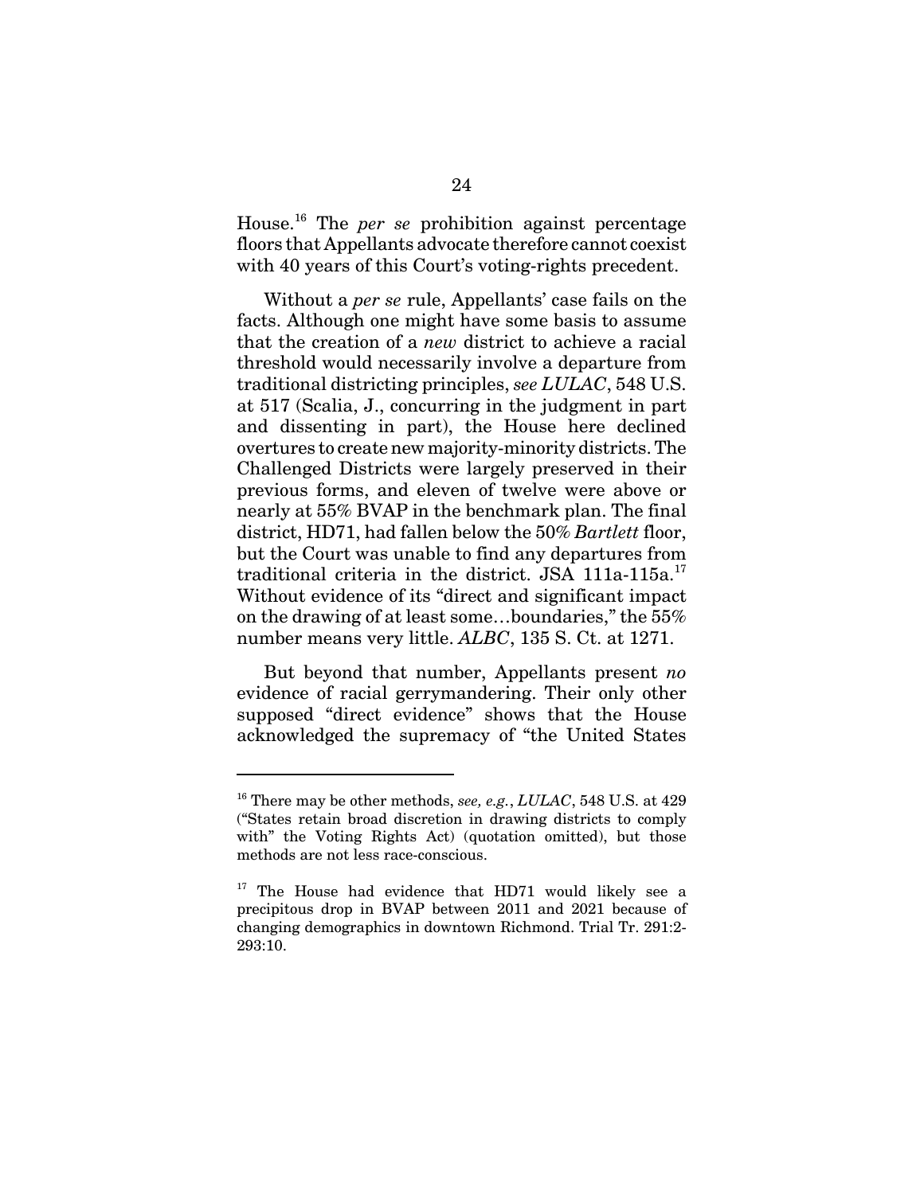House.[16] The *per se* prohibition against percentage floors that Appellants advocate therefore cannot coexist with 40 years of this Court's voting-rights precedent.

Without a *per se* rule, Appellants' case fails on the facts. Although one might have some basis to assume that the creation of a *new* district to achieve a racial threshold would necessarily involve a departure from traditional districting principles, *see LULAC*, 548 U.S. at 517 (Scalia, J., concurring in the judgment in part and dissenting in part), the House here declined overtures to create new majority-minority districts. The Challenged Districts were largely preserved in their previous forms, and eleven of twelve were above or nearly at 55% BVAP in the benchmark plan. The final district, HD71, had fallen below the 50% *Bartlett* floor, but the Court was unable to find any departures from traditional criteria in the district. JSA 111a-115a.[17] Without evidence of its "direct and significant impact on the drawing of at least some…boundaries," the 55% number means very little. *ALBC*, 135 S. Ct. at 1271.

But beyond that number, Appellants present *no* evidence of racial gerrymandering. Their only other supposed "direct evidence" shows that the House acknowledged the supremacy of "the United States

---

[16] There may be other methods, *see, e.g.*, *LULAC*, 548 U.S. at 429 ("States retain broad discretion in drawing districts to comply with" the Voting Rights Act) (quotation omitted), but those methods are not less race-conscious.

[17] The House had evidence that HD71 would likely see a precipitous drop in BVAP between 2011 and 2021 because of changing demographics in downtown Richmond. Trial Tr. 291:2-293:10.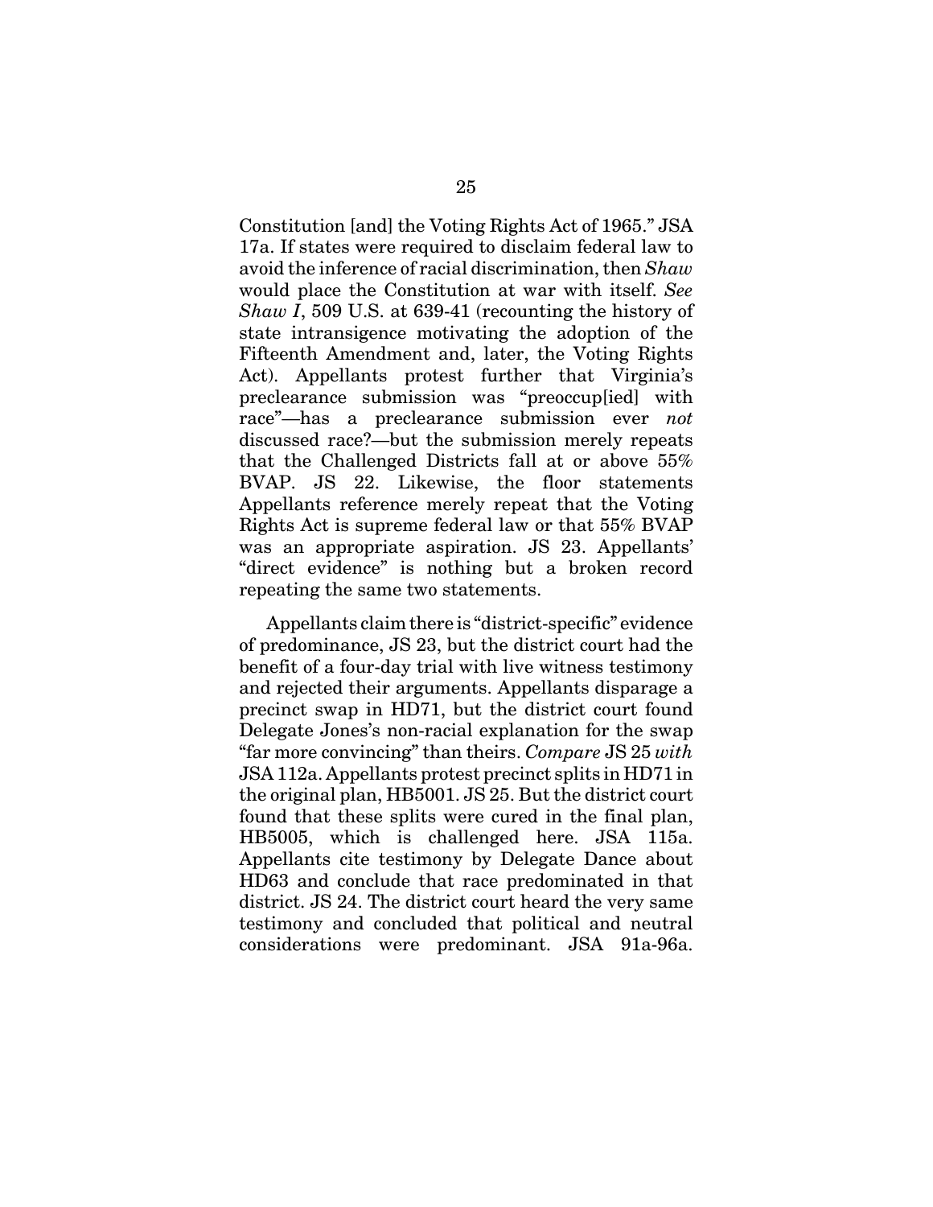Constitution [and] the Voting Rights Act of 1965." JSA 17a. If states were required to disclaim federal law to avoid the inference of racial discrimination, then *Shaw* would place the Constitution at war with itself. *See Shaw I*, 509 U.S. at 639-41 (recounting the history of state intransigence motivating the adoption of the Fifteenth Amendment and, later, the Voting Rights Act). Appellants protest further that Virginia's preclearance submission was "preoccup[ied] with race"—has a preclearance submission ever *not* discussed race?—but the submission merely repeats that the Challenged Districts fall at or above 55% BVAP. JS 22. Likewise, the floor statements Appellants reference merely repeat that the Voting Rights Act is supreme federal law or that 55% BVAP was an appropriate aspiration. JS 23. Appellants' "direct evidence" is nothing but a broken record repeating the same two statements.

Appellants claim there is "district-specific" evidence of predominance, JS 23, but the district court had the benefit of a four-day trial with live witness testimony and rejected their arguments. Appellants disparage a precinct swap in HD71, but the district court found Delegate Jones's non-racial explanation for the swap "far more convincing" than theirs. *Compare* JS 25 *with* JSA 112a. Appellants protest precinct splits in HD71 in the original plan, HB5001. JS 25. But the district court found that these splits were cured in the final plan, HB5005, which is challenged here. JSA 115a. Appellants cite testimony by Delegate Dance about HD63 and conclude that race predominated in that district. JS 24. The district court heard the very same testimony and concluded that political and neutral considerations were predominant. JSA 91a-96a.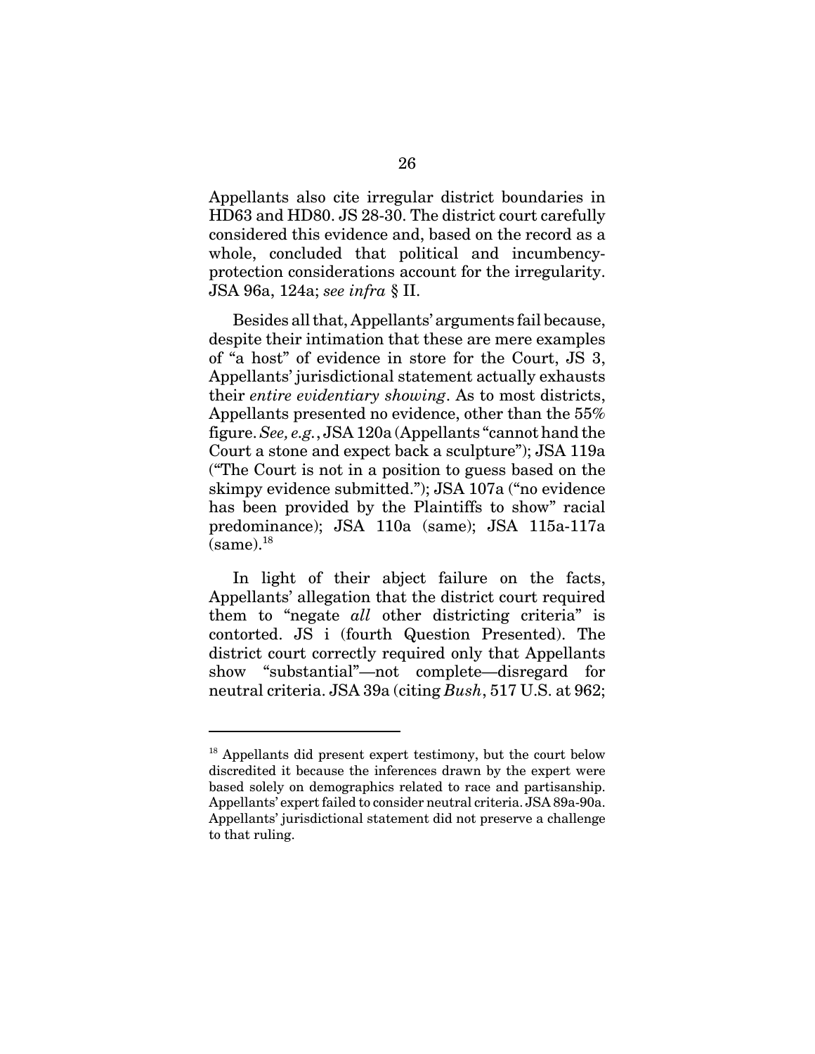Appellants also cite irregular district boundaries in HD63 and HD80. JS 28-30. The district court carefully considered this evidence and, based on the record as a whole, concluded that political and incumbency-protection considerations account for the irregularity. JSA 96a, 124a; *see infra* § II.

Besides all that, Appellants' arguments fail because, despite their intimation that these are mere examples of "a host" of evidence in store for the Court, JS 3, Appellants' jurisdictional statement actually exhausts their *entire evidentiary showing*. As to most districts, Appellants presented no evidence, other than the 55% figure. *See, e.g.*, JSA 120a (Appellants "cannot hand the Court a stone and expect back a sculpture"); JSA 119a ("The Court is not in a position to guess based on the skimpy evidence submitted."); JSA 107a ("no evidence has been provided by the Plaintiffs to show" racial predominance); JSA 110a (same); JSA 115a-117a (same).[18]

In light of their abject failure on the facts, Appellants' allegation that the district court required them to "negate *all* other districting criteria" is contorted. JS i (fourth Question Presented). The district court correctly required only that Appellants show "substantial"—not complete—disregard for neutral criteria. JSA 39a (citing *Bush*, 517 U.S. at 962;

[18] Appellants did present expert testimony, but the court below discredited it because the inferences drawn by the expert were based solely on demographics related to race and partisanship. Appellants' expert failed to consider neutral criteria. JSA 89a-90a. Appellants' jurisdictional statement did not preserve a challenge to that ruling.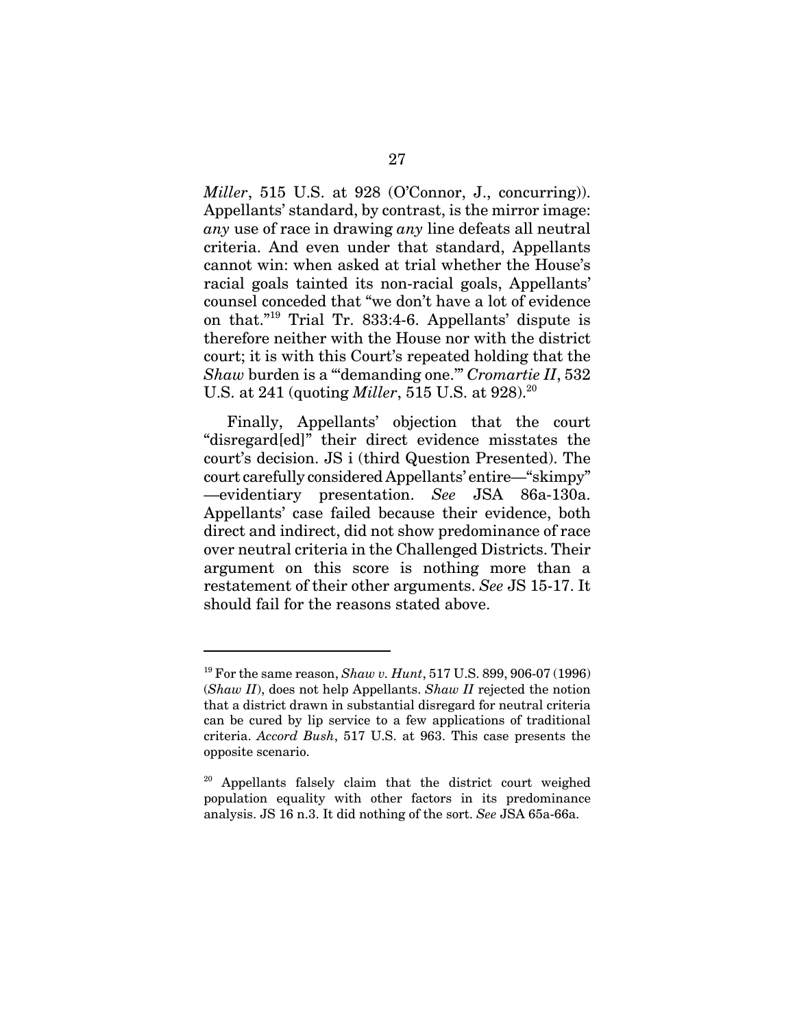*Miller*, 515 U.S. at 928 (O'Connor, J., concurring)). Appellants' standard, by contrast, is the mirror image: *any* use of race in drawing *any* line defeats all neutral criteria. And even under that standard, Appellants cannot win: when asked at trial whether the House's racial goals tainted its non-racial goals, Appellants' counsel conceded that "we don't have a lot of evidence on that."[19] Trial Tr. 833:4-6. Appellants' dispute is therefore neither with the House nor with the district court; it is with this Court's repeated holding that the *Shaw* burden is a "'demanding one.'" *Cromartie II*, 532 U.S. at 241 (quoting *Miller*, 515 U.S. at 928).[20]

Finally, Appellants' objection that the court "disregard[ed]" their direct evidence misstates the court's decision. JS i (third Question Presented). The court carefully considered Appellants' entire—"skimpy"—evidentiary presentation. *See* JSA 86a-130a. Appellants' case failed because their evidence, both direct and indirect, did not show predominance of race over neutral criteria in the Challenged Districts. Their argument on this score is nothing more than a restatement of their other arguments. *See* JS 15-17. It should fail for the reasons stated above.

---

[19] For the same reason, *Shaw v. Hunt*, 517 U.S. 899, 906-07 (1996) (*Shaw II*), does not help Appellants. *Shaw II* rejected the notion that a district drawn in substantial disregard for neutral criteria can be cured by lip service to a few applications of traditional criteria. *Accord Bush*, 517 U.S. at 963. This case presents the opposite scenario.

[20] Appellants falsely claim that the district court weighed population equality with other factors in its predominance analysis. JS 16 n.3. It did nothing of the sort. *See* JSA 65a-66a.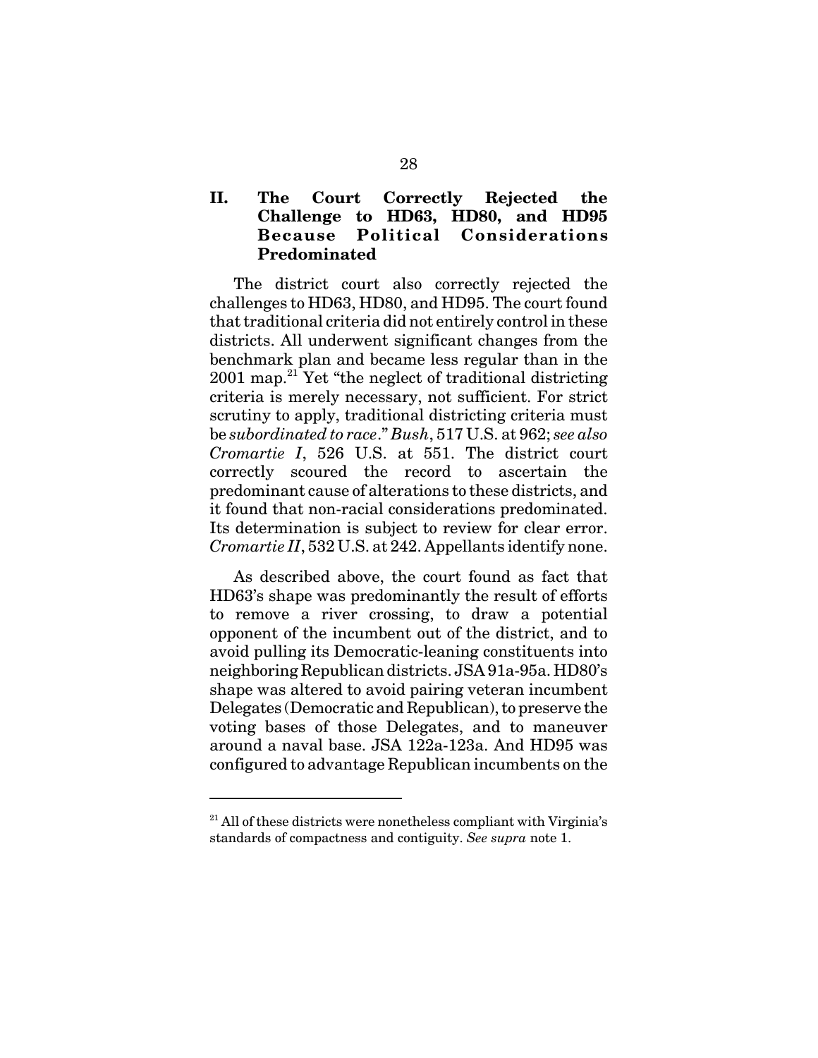## II. The Court Correctly Rejected the Challenge to HD63, HD80, and HD95 Because Political Considerations Predominated

The district court also correctly rejected the challenges to HD63, HD80, and HD95. The court found that traditional criteria did not entirely control in these districts. All underwent significant changes from the benchmark plan and became less regular than in the 2001 map.[21] Yet "the neglect of traditional districting criteria is merely necessary, not sufficient. For strict scrutiny to apply, traditional districting criteria must be *subordinated to race*." *Bush*, 517 U.S. at 962; *see also Cromartie I*, 526 U.S. at 551. The district court correctly scoured the record to ascertain the predominant cause of alterations to these districts, and it found that non-racial considerations predominated. Its determination is subject to review for clear error. *Cromartie II*, 532 U.S. at 242. Appellants identify none.

As described above, the court found as fact that HD63's shape was predominantly the result of efforts to remove a river crossing, to draw a potential opponent of the incumbent out of the district, and to avoid pulling its Democratic-leaning constituents into neighboring Republican districts. JSA 91a-95a. HD80's shape was altered to avoid pairing veteran incumbent Delegates (Democratic and Republican), to preserve the voting bases of those Delegates, and to maneuver around a naval base. JSA 122a-123a. And HD95 was configured to advantage Republican incumbents on the

[21] All of these districts were nonetheless compliant with Virginia's standards of compactness and contiguity. *See supra* note 1.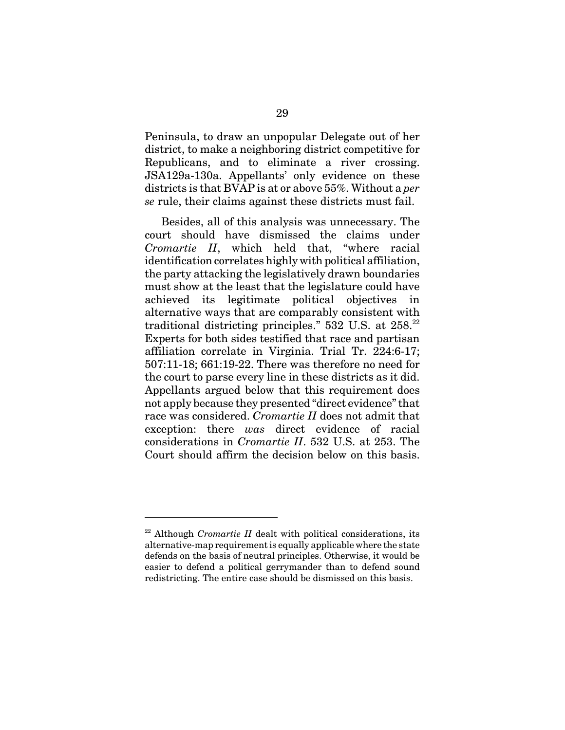Peninsula, to draw an unpopular Delegate out of her district, to make a neighboring district competitive for Republicans, and to eliminate a river crossing. JSA129a-130a. Appellants' only evidence on these districts is that BVAP is at or above 55%. Without a *per se* rule, their claims against these districts must fail.

Besides, all of this analysis was unnecessary. The court should have dismissed the claims under *Cromartie II*, which held that, "where racial identification correlates highly with political affiliation, the party attacking the legislatively drawn boundaries must show at the least that the legislature could have achieved its legitimate political objectives in alternative ways that are comparably consistent with traditional districting principles." 532 U.S. at 258.[22] Experts for both sides testified that race and partisan affiliation correlate in Virginia. Trial Tr. 224:6-17; 507:11-18; 661:19-22. There was therefore no need for the court to parse every line in these districts as it did. Appellants argued below that this requirement does not apply because they presented "direct evidence" that race was considered. *Cromartie II* does not admit that exception: there *was* direct evidence of racial considerations in *Cromartie II*. 532 U.S. at 253. The Court should affirm the decision below on this basis.

---

[22] Although *Cromartie II* dealt with political considerations, its alternative-map requirement is equally applicable where the state defends on the basis of neutral principles. Otherwise, it would be easier to defend a political gerrymander than to defend sound redistricting. The entire case should be dismissed on this basis.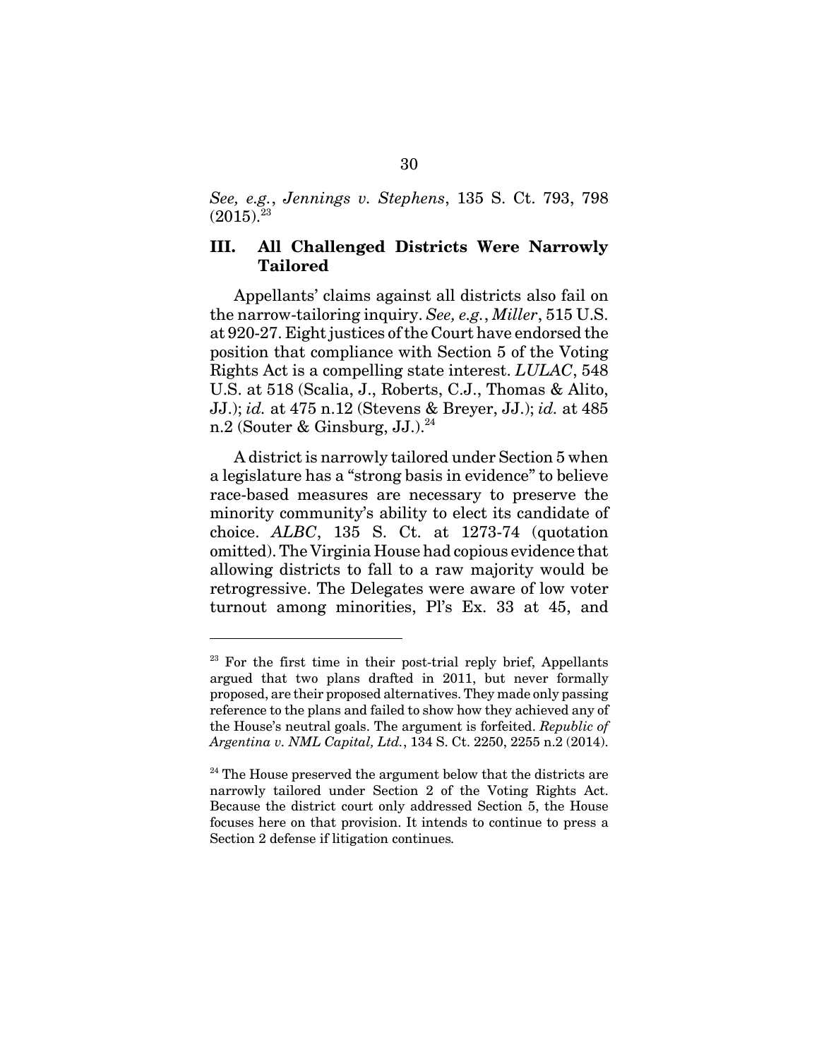*See, e.g.*, *Jennings v. Stephens*, 135 S. Ct. 793, 798 (2015).[23]

## III. All Challenged Districts Were Narrowly Tailored

Appellants' claims against all districts also fail on the narrow-tailoring inquiry. *See, e.g.*, *Miller*, 515 U.S. at 920-27. Eight justices of the Court have endorsed the position that compliance with Section 5 of the Voting Rights Act is a compelling state interest. *LULAC*, 548 U.S. at 518 (Scalia, J., Roberts, C.J., Thomas & Alito, JJ.); *id.* at 475 n.12 (Stevens & Breyer, JJ.); *id.* at 485 n.2 (Souter & Ginsburg, JJ.).[24]

A district is narrowly tailored under Section 5 when a legislature has a "strong basis in evidence" to believe race-based measures are necessary to preserve the minority community's ability to elect its candidate of choice. *ALBC*, 135 S. Ct. at 1273-74 (quotation omitted). The Virginia House had copious evidence that allowing districts to fall to a raw majority would be retrogressive. The Delegates were aware of low voter turnout among minorities, Pl's Ex. 33 at 45, and

---

[23] For the first time in their post-trial reply brief, Appellants argued that two plans drafted in 2011, but never formally proposed, are their proposed alternatives. They made only passing reference to the plans and failed to show how they achieved any of the House's neutral goals. The argument is forfeited. *Republic of Argentina v. NML Capital, Ltd.*, 134 S. Ct. 2250, 2255 n.2 (2014).

[24] The House preserved the argument below that the districts are narrowly tailored under Section 2 of the Voting Rights Act. Because the district court only addressed Section 5, the House focuses here on that provision. It intends to continue to press a Section 2 defense if litigation continues.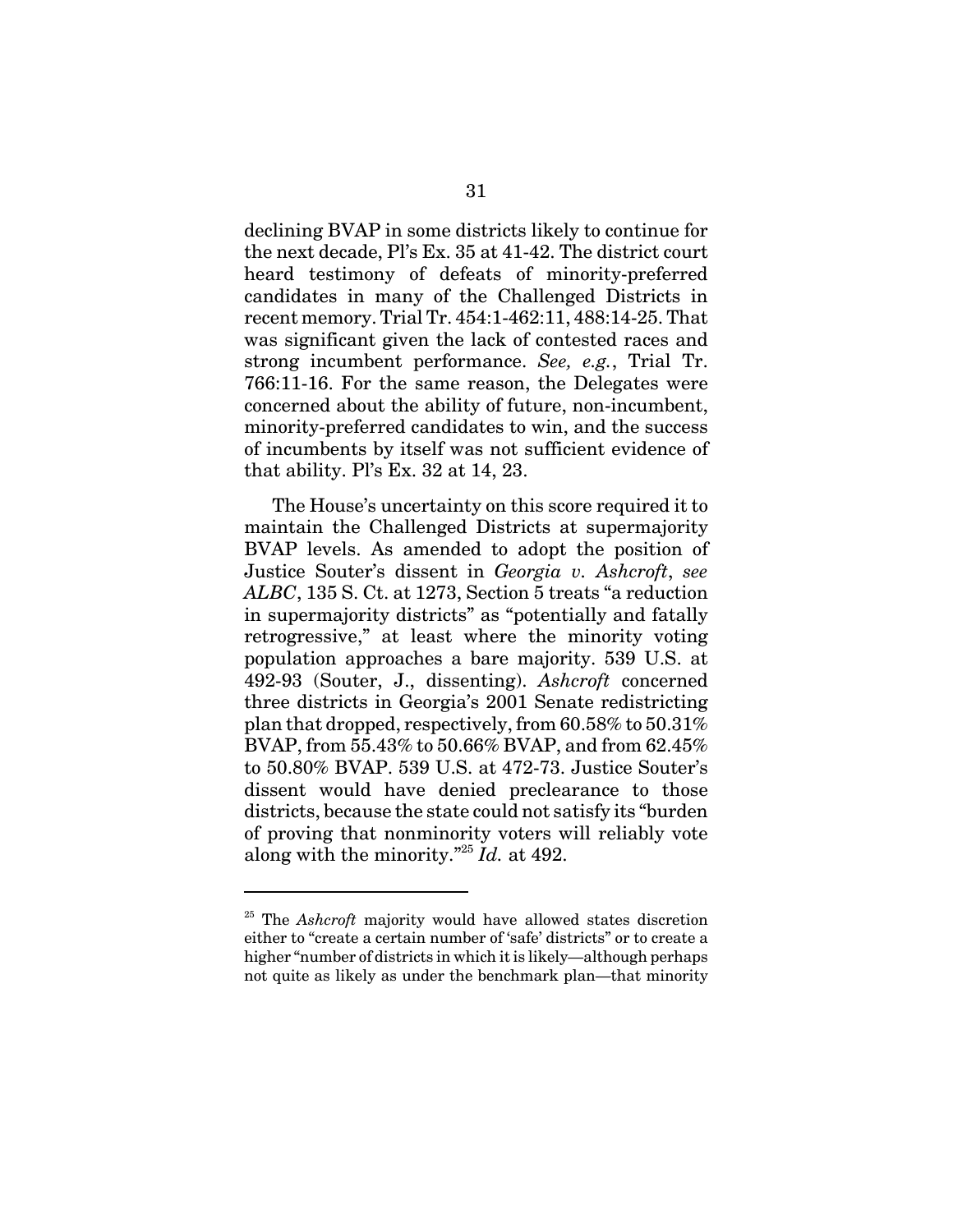declining BVAP in some districts likely to continue for the next decade, Pl's Ex. 35 at 41-42. The district court heard testimony of defeats of minority-preferred candidates in many of the Challenged Districts in recent memory. Trial Tr. 454:1-462:11, 488:14-25. That was significant given the lack of contested races and strong incumbent performance. *See, e.g.*, Trial Tr. 766:11-16. For the same reason, the Delegates were concerned about the ability of future, non-incumbent, minority-preferred candidates to win, and the success of incumbents by itself was not sufficient evidence of that ability. Pl's Ex. 32 at 14, 23.

The House's uncertainty on this score required it to maintain the Challenged Districts at supermajority BVAP levels. As amended to adopt the position of Justice Souter's dissent in *Georgia v. Ashcroft*, *see ALBC*, 135 S. Ct. at 1273, Section 5 treats "a reduction in supermajority districts" as "potentially and fatally retrogressive," at least where the minority voting population approaches a bare majority. 539 U.S. at 492-93 (Souter, J., dissenting). *Ashcroft* concerned three districts in Georgia's 2001 Senate redistricting plan that dropped, respectively, from 60.58% to 50.31% BVAP, from 55.43% to 50.66% BVAP, and from 62.45% to 50.80% BVAP. 539 U.S. at 472-73. Justice Souter's dissent would have denied preclearance to those districts, because the state could not satisfy its "burden of proving that nonminority voters will reliably vote along with the minority."[25] *Id.* at 492.

---

[25] The *Ashcroft* majority would have allowed states discretion either to "create a certain number of 'safe' districts" or to create a higher "number of districts in which it is likely—although perhaps not quite as likely as under the benchmark plan—that minority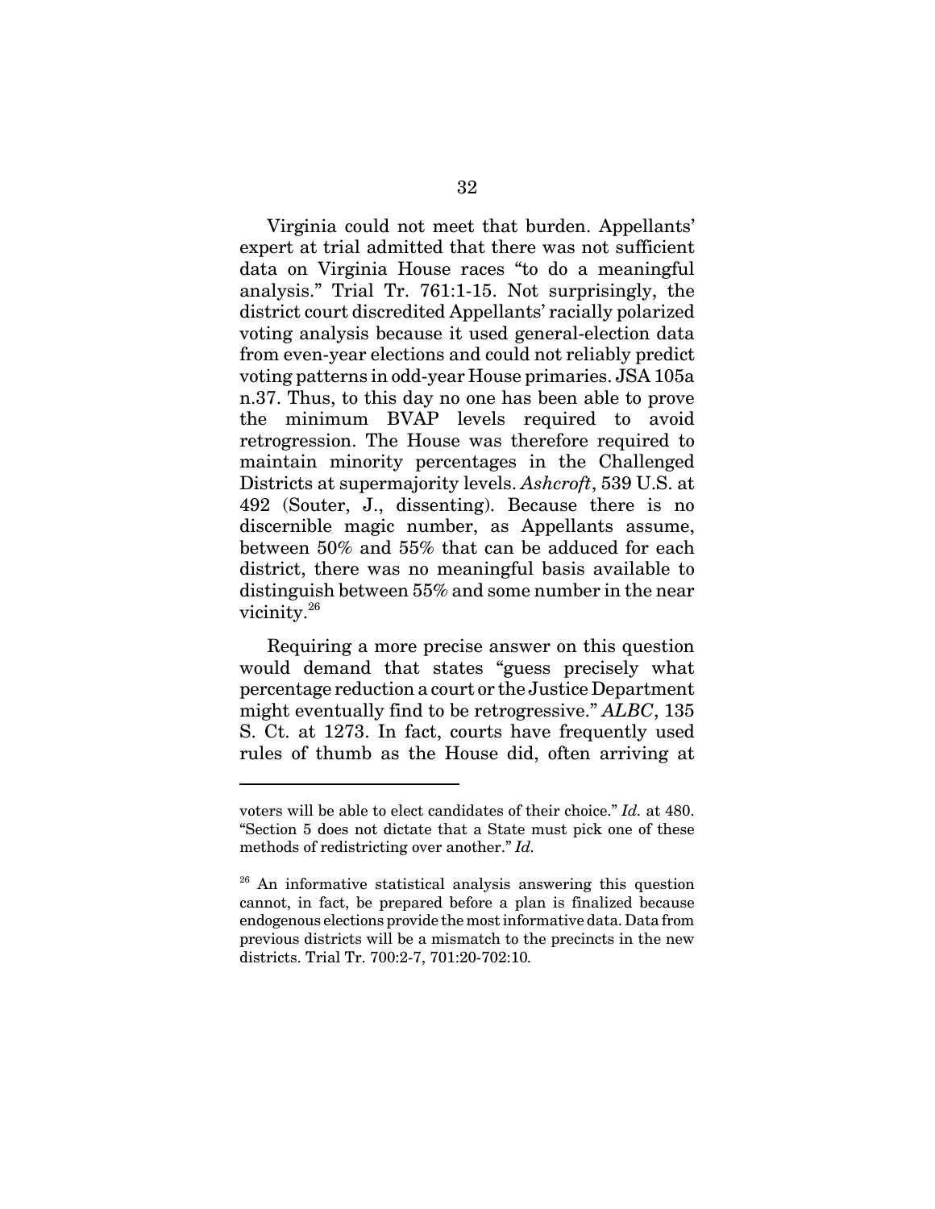Virginia could not meet that burden. Appellants' expert at trial admitted that there was not sufficient data on Virginia House races "to do a meaningful analysis." Trial Tr. 761:1-15. Not surprisingly, the district court discredited Appellants' racially polarized voting analysis because it used general-election data from even-year elections and could not reliably predict voting patterns in odd-year House primaries. JSA 105a n.37. Thus, to this day no one has been able to prove the minimum BVAP levels required to avoid retrogression. The House was therefore required to maintain minority percentages in the Challenged Districts at supermajority levels. *Ashcroft*, 539 U.S. at 492 (Souter, J., dissenting). Because there is no discernible magic number, as Appellants assume, between 50% and 55% that can be adduced for each district, there was no meaningful basis available to distinguish between 55% and some number in the near vicinity.[26]

Requiring a more precise answer on this question would demand that states "guess precisely what percentage reduction a court or the Justice Department might eventually find to be retrogressive." *ALBC*, 135 S. Ct. at 1273. In fact, courts have frequently used rules of thumb as the House did, often arriving at

---

voters will be able to elect candidates of their choice." *Id.* at 480. "Section 5 does not dictate that a State must pick one of these methods of redistricting over another." *Id.*

[26] An informative statistical analysis answering this question cannot, in fact, be prepared before a plan is finalized because endogenous elections provide the most informative data. Data from previous districts will be a mismatch to the precincts in the new districts. Trial Tr. 700:2-7, 701:20-702:10.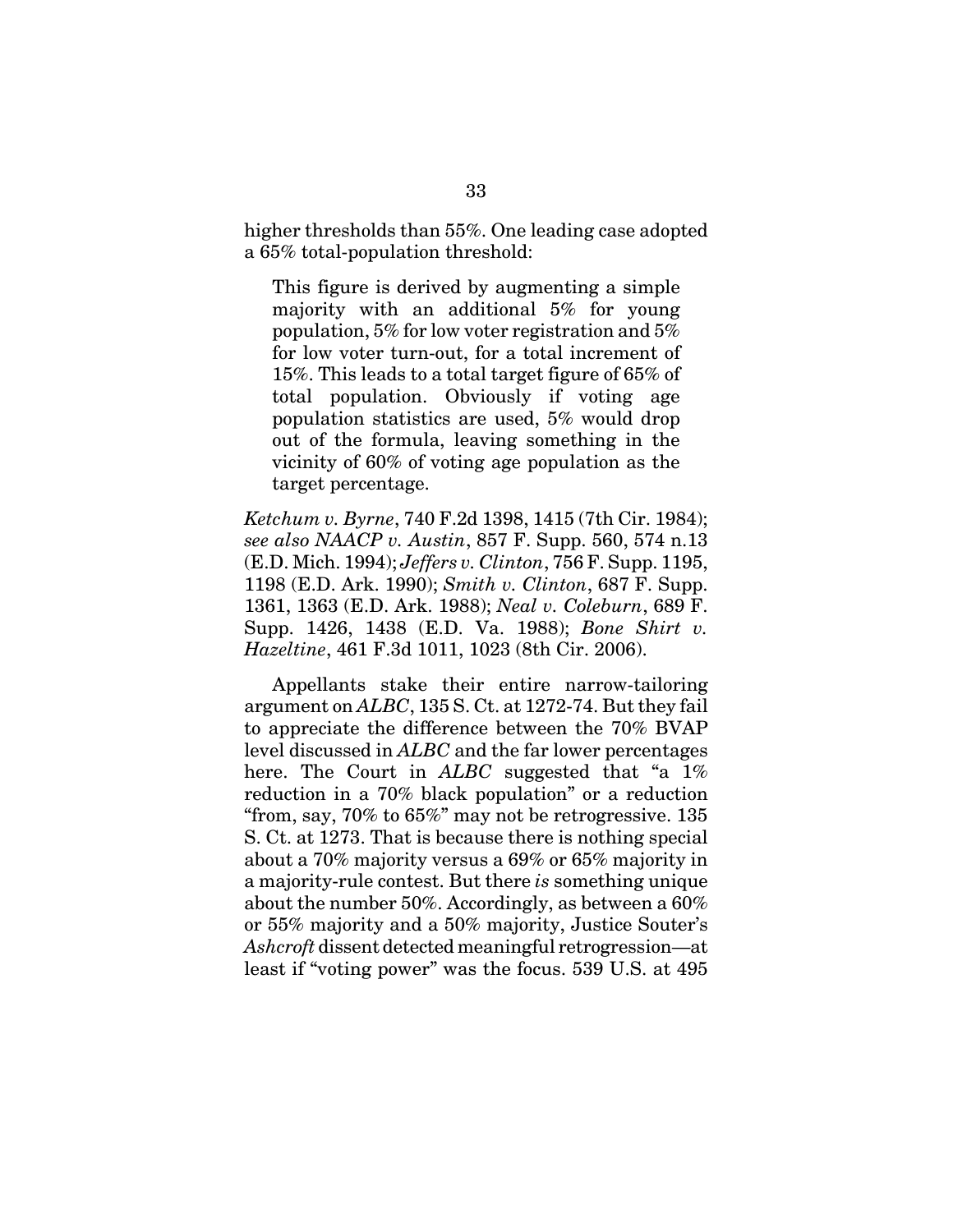higher thresholds than 55%. One leading case adopted a 65% total-population threshold:

> This figure is derived by augmenting a simple majority with an additional 5% for young population, 5% for low voter registration and 5% for low voter turn-out, for a total increment of 15%. This leads to a total target figure of 65% of total population. Obviously if voting age population statistics are used, 5% would drop out of the formula, leaving something in the vicinity of 60% of voting age population as the target percentage.

*Ketchum v. Byrne*, 740 F.2d 1398, 1415 (7th Cir. 1984); *see also NAACP v. Austin*, 857 F. Supp. 560, 574 n.13 (E.D. Mich. 1994); *Jeffers v. Clinton*, 756 F. Supp. 1195, 1198 (E.D. Ark. 1990); *Smith v. Clinton*, 687 F. Supp. 1361, 1363 (E.D. Ark. 1988); *Neal v. Coleburn*, 689 F. Supp. 1426, 1438 (E.D. Va. 1988); *Bone Shirt v. Hazeltine*, 461 F.3d 1011, 1023 (8th Cir. 2006).

Appellants stake their entire narrow-tailoring argument on *ALBC*, 135 S. Ct. at 1272-74. But they fail to appreciate the difference between the 70% BVAP level discussed in *ALBC* and the far lower percentages here. The Court in *ALBC* suggested that "a 1% reduction in a 70% black population" or a reduction "from, say, 70% to 65%" may not be retrogressive. 135 S. Ct. at 1273. That is because there is nothing special about a 70% majority versus a 69% or 65% majority in a majority-rule contest. But there *is* something unique about the number 50%. Accordingly, as between a 60% or 55% majority and a 50% majority, Justice Souter's *Ashcroft* dissent detected meaningful retrogression—at least if "voting power" was the focus. 539 U.S. at 495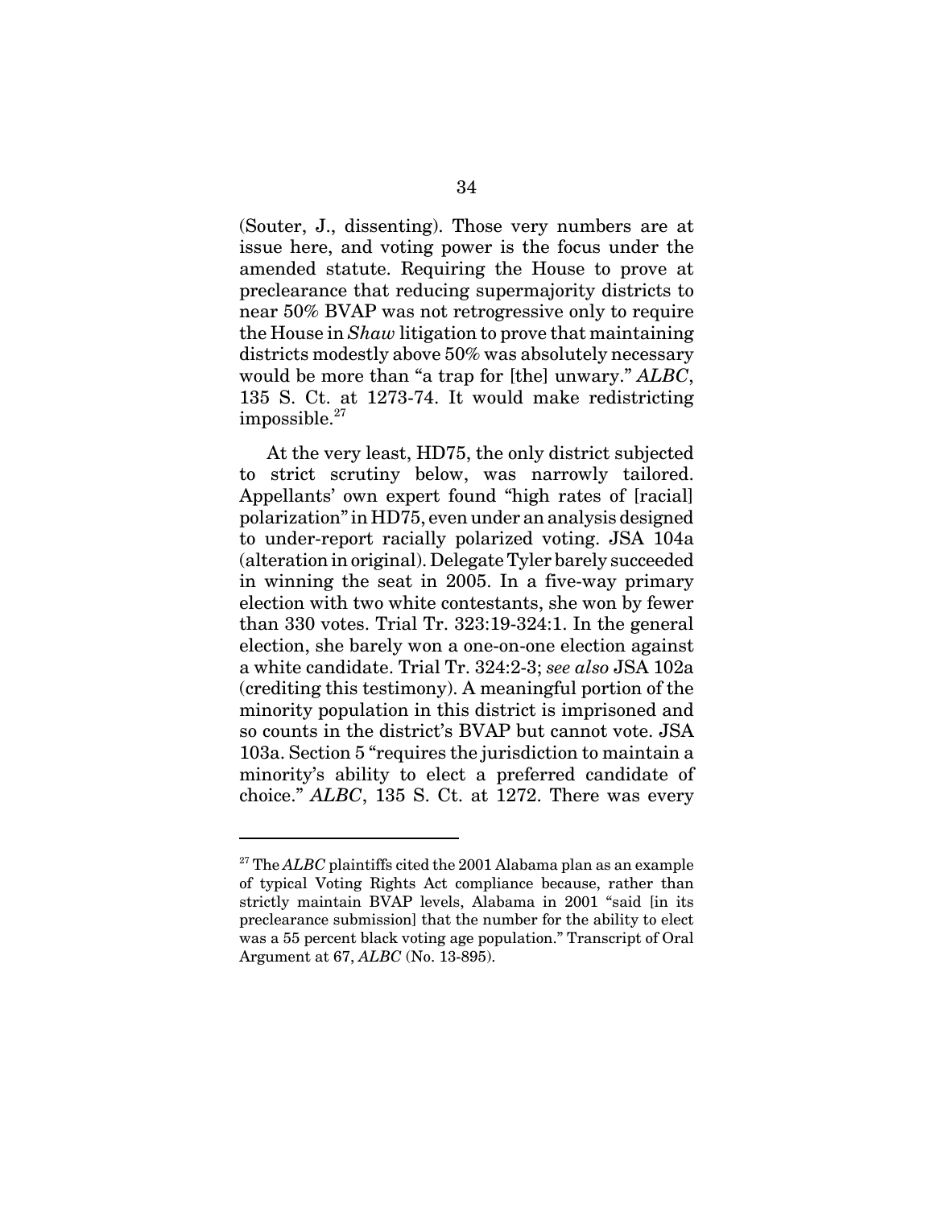(Souter, J., dissenting). Those very numbers are at issue here, and voting power is the focus under the amended statute. Requiring the House to prove at preclearance that reducing supermajority districts to near 50% BVAP was not retrogressive only to require the House in *Shaw* litigation to prove that maintaining districts modestly above 50% was absolutely necessary would be more than "a trap for [the] unwary." *ALBC*, 135 S. Ct. at 1273-74. It would make redistricting impossible.[27]

At the very least, HD75, the only district subjected to strict scrutiny below, was narrowly tailored. Appellants' own expert found "high rates of [racial] polarization" in HD75, even under an analysis designed to under-report racially polarized voting. JSA 104a (alteration in original). Delegate Tyler barely succeeded in winning the seat in 2005. In a five-way primary election with two white contestants, she won by fewer than 330 votes. Trial Tr. 323:19-324:1. In the general election, she barely won a one-on-one election against a white candidate. Trial Tr. 324:2-3; *see also* JSA 102a (crediting this testimony). A meaningful portion of the minority population in this district is imprisoned and so counts in the district's BVAP but cannot vote. JSA 103a. Section 5 "requires the jurisdiction to maintain a minority's ability to elect a preferred candidate of choice." *ALBC*, 135 S. Ct. at 1272. There was every

---

[27] The *ALBC* plaintiffs cited the 2001 Alabama plan as an example of typical Voting Rights Act compliance because, rather than strictly maintain BVAP levels, Alabama in 2001 "said [in its preclearance submission] that the number for the ability to elect was a 55 percent black voting age population." Transcript of Oral Argument at 67, *ALBC* (No. 13-895).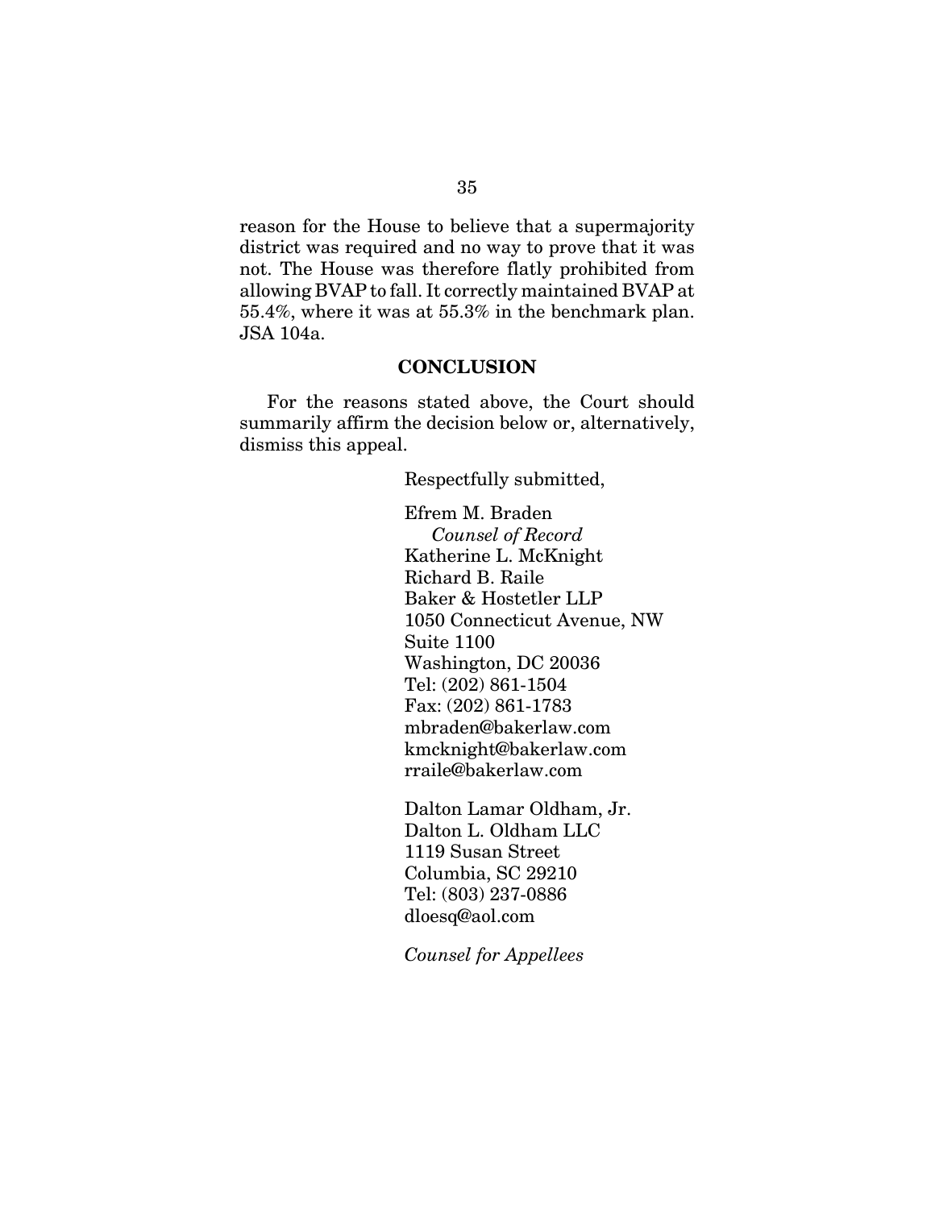reason for the House to believe that a supermajority district was required and no way to prove that it was not. The House was therefore flatly prohibited from allowing BVAP to fall. It correctly maintained BVAP at 55.4%, where it was at 55.3% in the benchmark plan. JSA 104a.

## CONCLUSION

For the reasons stated above, the Court should summarily affirm the decision below or, alternatively, dismiss this appeal.

Respectfully submitted,

Efrem M. Braden
*Counsel of Record*
Katherine L. McKnight
Richard B. Raile
Baker & Hostetler LLP
1050 Connecticut Avenue, NW
Suite 1100
Washington, DC 20036
Tel: (202) 861-1504
Fax: (202) 861-1783
mbraden@bakerlaw.com
kmcknight@bakerlaw.com
rraile@bakerlaw.com

Dalton Lamar Oldham, Jr.
Dalton L. Oldham LLC
1119 Susan Street
Columbia, SC 29210
Tel: (803) 237-0886
dloesq@aol.com

*Counsel for Appellees*